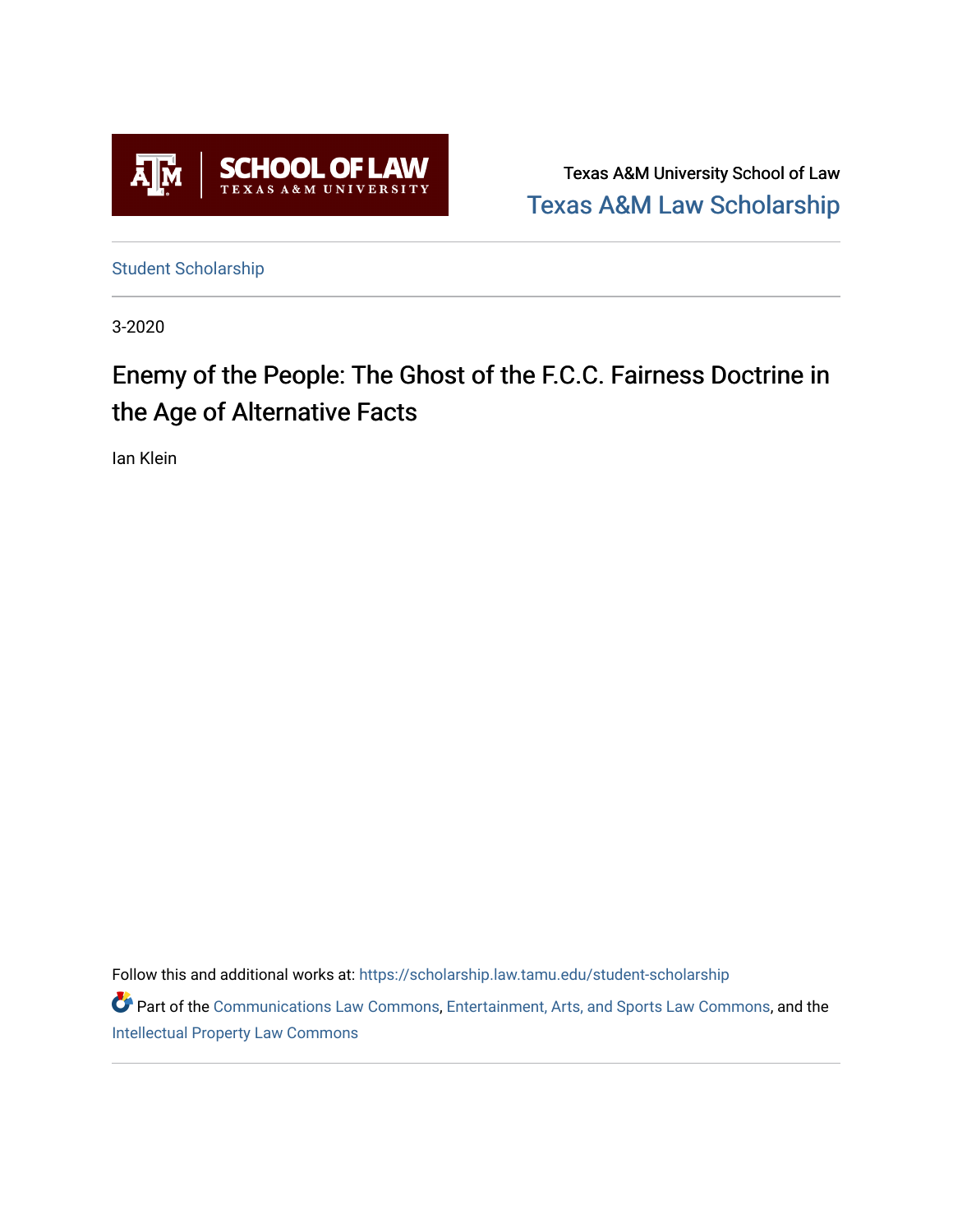Texas A&M University School of Law

Texas A&M Law Scholarship

Student Scholarship

3-2020

# Enemy of the People: The Ghost of the F.C.C. Fairness Doctrine in the Age of Alternative Facts

Ian Klein

Follow this and additional works at: https://scholarship.law.tamu.edu/student-scholarship

Part of the Communications Law Commons, Entertainment, Arts, and Sports Law Commons, and the Intellectual Property Law Commons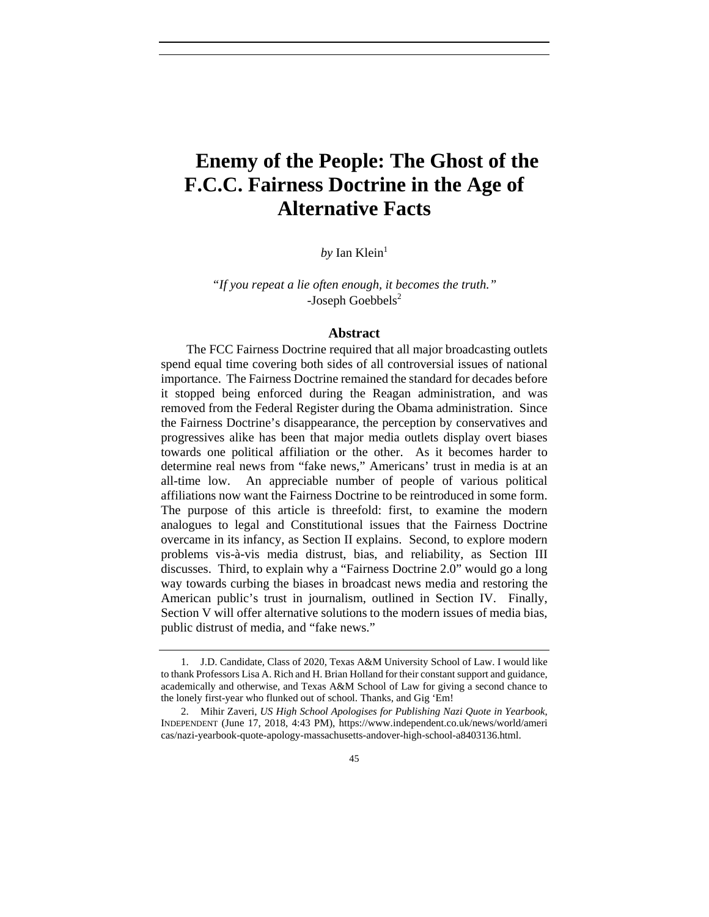# Enemy of the People: The Ghost of the F.C.C. Fairness Doctrine in the Age of Alternative Facts

*by* Ian Klein[1]

*"If you repeat a lie often enough, it becomes the truth."*
-Joseph Goebbels[2]

## Abstract

The FCC Fairness Doctrine required that all major broadcasting outlets spend equal time covering both sides of all controversial issues of national importance. The Fairness Doctrine remained the standard for decades before it stopped being enforced during the Reagan administration, and was removed from the Federal Register during the Obama administration. Since the Fairness Doctrine's disappearance, the perception by conservatives and progressives alike has been that major media outlets display overt biases towards one political affiliation or the other. As it becomes harder to determine real news from "fake news," Americans' trust in media is at an all-time low. An appreciable number of people of various political affiliations now want the Fairness Doctrine to be reintroduced in some form. The purpose of this article is threefold: first, to examine the modern analogues to legal and Constitutional issues that the Fairness Doctrine overcame in its infancy, as Section II explains. Second, to explore modern problems vis-à-vis media distrust, bias, and reliability, as Section III discusses. Third, to explain why a "Fairness Doctrine 2.0" would go a long way towards curbing the biases in broadcast news media and restoring the American public's trust in journalism, outlined in Section IV. Finally, Section V will offer alternative solutions to the modern issues of media bias, public distrust of media, and "fake news."

---

1. J.D. Candidate, Class of 2020, Texas A&M University School of Law. I would like to thank Professors Lisa A. Rich and H. Brian Holland for their constant support and guidance, academically and otherwise, and Texas A&M School of Law for giving a second chance to the lonely first-year who flunked out of school. Thanks, and Gig 'Em!

2. Mihir Zaveri, *US High School Apologises for Publishing Nazi Quote in Yearbook*, INDEPENDENT (June 17, 2018, 4:43 PM), https://www.independent.co.uk/news/world/americas/nazi-yearbook-quote-apology-massachusetts-andover-high-school-a8403136.html.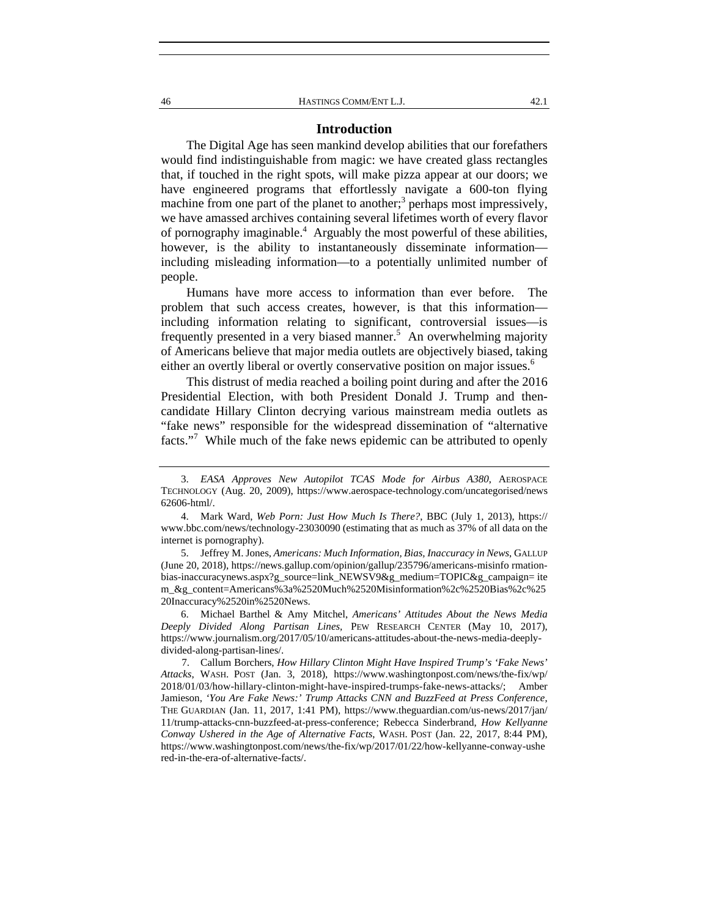## Introduction

The Digital Age has seen mankind develop abilities that our forefathers would find indistinguishable from magic: we have created glass rectangles that, if touched in the right spots, will make pizza appear at our doors; we have engineered programs that effortlessly navigate a 600-ton flying machine from one part of the planet to another;[3] perhaps most impressively, we have amassed archives containing several lifetimes worth of every flavor of pornography imaginable.[4] Arguably the most powerful of these abilities, however, is the ability to instantaneously disseminate information—including misleading information—to a potentially unlimited number of people.

Humans have more access to information than ever before. The problem that such access creates, however, is that this information—including information relating to significant, controversial issues—is frequently presented in a very biased manner.[5] An overwhelming majority of Americans believe that major media outlets are objectively biased, taking either an overtly liberal or overtly conservative position on major issues.[6]

This distrust of media reached a boiling point during and after the 2016 Presidential Election, with both President Donald J. Trump and then-candidate Hillary Clinton decrying various mainstream media outlets as "fake news" responsible for the widespread dissemination of "alternative facts."[7] While much of the fake news epidemic can be attributed to openly

---

3. *EASA Approves New Autopilot TCAS Mode for Airbus A380*, AEROSPACE TECHNOLOGY (Aug. 20, 2009), https://www.aerospace-technology.com/uncategorised/news62606-html/.

4. Mark Ward, *Web Porn: Just How Much Is There?*, BBC (July 1, 2013), https://www.bbc.com/news/technology-23030090 (estimating that as much as 37% of all data on the internet is pornography).

5. Jeffrey M. Jones, *Americans: Much Information, Bias, Inaccuracy in News*, GALLUP (June 20, 2018), https://news.gallup.com/opinion/gallup/235796/americans-misinfo rmation-bias-inaccuracynews.aspx?g_source=link_NEWSV9&g_medium=TOPIC&g_campaign= item_&g_content=Americans%3a%2520Much%2520Misinformation%2c%2520Bias%2c%2520Inaccuracy%2520in%2520News.

6. Michael Barthel & Amy Mitchel, *Americans' Attitudes About the News Media Deeply Divided Along Partisan Lines*, PEW RESEARCH CENTER (May 10, 2017), https://www.journalism.org/2017/05/10/americans-attitudes-about-the-news-media-deeply-divided-along-partisan-lines/.

7. Callum Borchers, *How Hillary Clinton Might Have Inspired Trump's 'Fake News' Attacks*, WASH. POST (Jan. 3, 2018), https://www.washingtonpost.com/news/the-fix/wp/2018/01/03/how-hillary-clinton-might-have-inspired-trumps-fake-news-attacks/; Amber Jamieson, *'You Are Fake News:' Trump Attacks CNN and BuzzFeed at Press Conference*, THE GUARDIAN (Jan. 11, 2017, 1:41 PM), https://www.theguardian.com/us-news/2017/jan/11/trump-attacks-cnn-buzzfeed-at-press-conference; Rebecca Sinderbrand, *How Kellyanne Conway Ushered in the Age of Alternative Facts*, WASH. POST (Jan. 22, 2017, 8:44 PM), https://www.washingtonpost.com/news/the-fix/wp/2017/01/22/how-kellyanne-conway-ushered-in-the-era-of-alternative-facts/.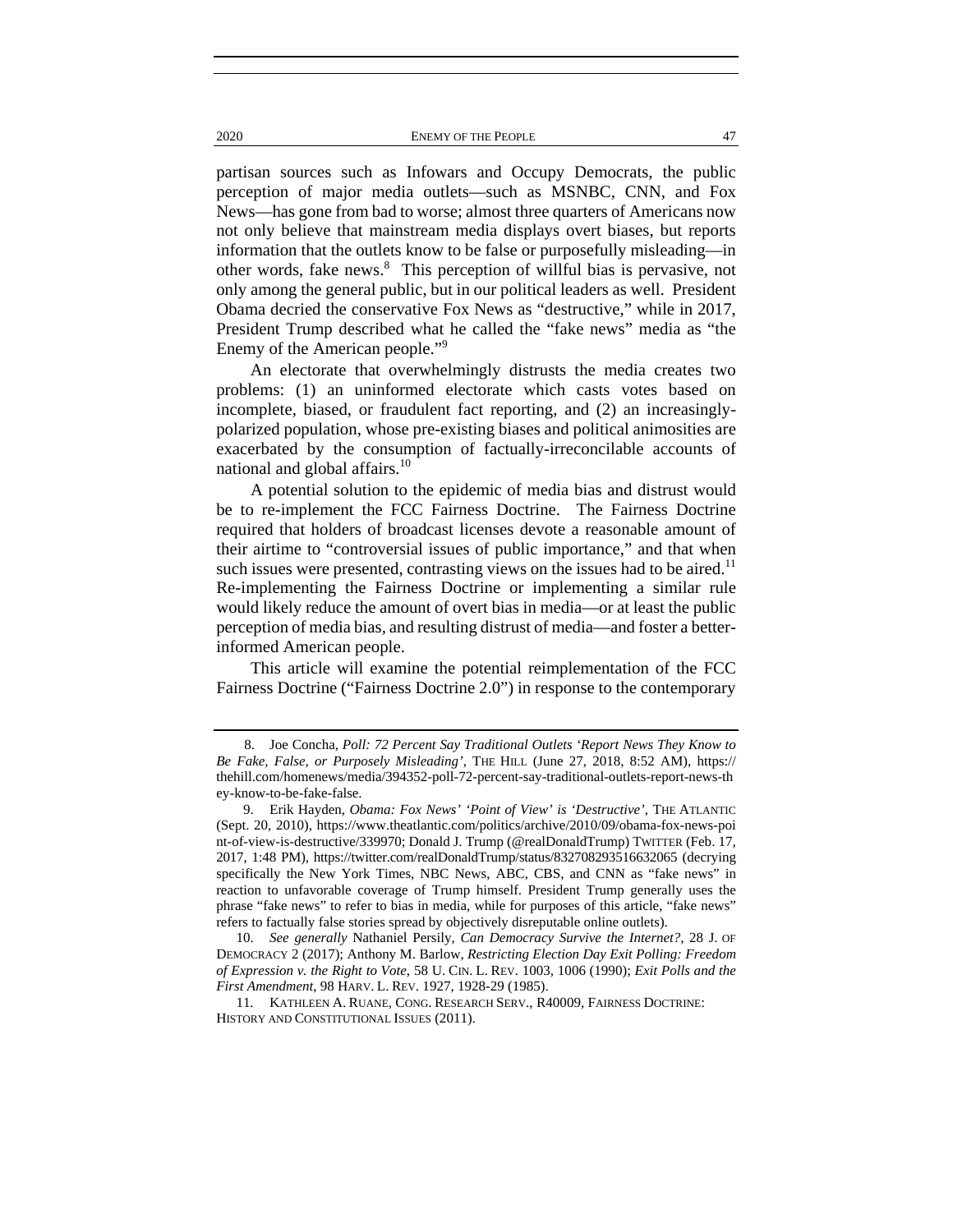partisan sources such as Infowars and Occupy Democrats, the public perception of major media outlets—such as MSNBC, CNN, and Fox News—has gone from bad to worse; almost three quarters of Americans now not only believe that mainstream media displays overt biases, but reports information that the outlets know to be false or purposefully misleading—in other words, fake news.[8] This perception of willful bias is pervasive, not only among the general public, but in our political leaders as well. President Obama decried the conservative Fox News as "destructive," while in 2017, President Trump described what he called the "fake news" media as "the Enemy of the American people."[9]

An electorate that overwhelmingly distrusts the media creates two problems: (1) an uninformed electorate which casts votes based on incomplete, biased, or fraudulent fact reporting, and (2) an increasingly-polarized population, whose pre-existing biases and political animosities are exacerbated by the consumption of factually-irreconcilable accounts of national and global affairs.[10]

A potential solution to the epidemic of media bias and distrust would be to re-implement the FCC Fairness Doctrine. The Fairness Doctrine required that holders of broadcast licenses devote a reasonable amount of their airtime to "controversial issues of public importance," and that when such issues were presented, contrasting views on the issues had to be aired.[11] Re-implementing the Fairness Doctrine or implementing a similar rule would likely reduce the amount of overt bias in media—or at least the public perception of media bias, and resulting distrust of media—and foster a better-informed American people.

This article will examine the potential reimplementation of the FCC Fairness Doctrine ("Fairness Doctrine 2.0") in response to the contemporary

---

8. Joe Concha, *Poll: 72 Percent Say Traditional Outlets 'Report News They Know to Be Fake, False, or Purposely Misleading'*, THE HILL (June 27, 2018, 8:52 AM), https://thehill.com/homenews/media/394352-poll-72-percent-say-traditional-outlets-report-news-they-know-to-be-fake-false.

9. Erik Hayden, *Obama: Fox News' 'Point of View' is 'Destructive'*, THE ATLANTIC (Sept. 20, 2010), https://www.theatlantic.com/politics/archive/2010/09/obama-fox-news-point-of-view-is-destructive/339970; Donald J. Trump (@realDonaldTrump) TWITTER (Feb. 17, 2017, 1:48 PM), https://twitter.com/realDonaldTrump/status/832708293516632065 (decrying specifically the New York Times, NBC News, ABC, CBS, and CNN as "fake news" in reaction to unfavorable coverage of Trump himself. President Trump generally uses the phrase "fake news" to refer to bias in media, while for purposes of this article, "fake news" refers to factually false stories spread by objectively disreputable online outlets).

10. *See generally* Nathaniel Persily, *Can Democracy Survive the Internet?*, 28 J. OF DEMOCRACY 2 (2017); Anthony M. Barlow, *Restricting Election Day Exit Polling: Freedom of Expression v. the Right to Vote*, 58 U. CIN. L. REV. 1003, 1006 (1990); *Exit Polls and the First Amendment*, 98 HARV. L. REV. 1927, 1928-29 (1985).

11. KATHLEEN A. RUANE, CONG. RESEARCH SERV., R40009, FAIRNESS DOCTRINE: HISTORY AND CONSTITUTIONAL ISSUES (2011).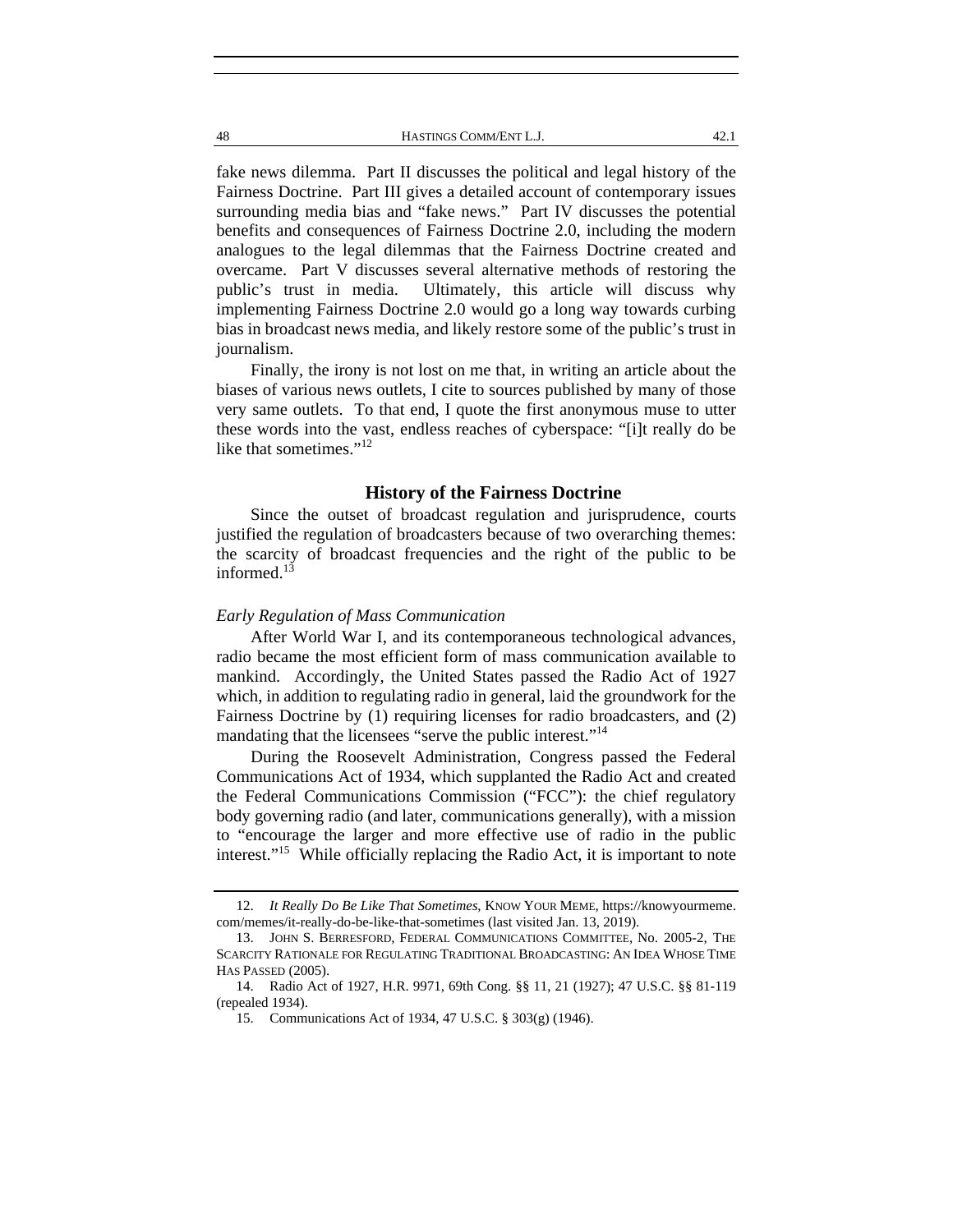fake news dilemma. Part II discusses the political and legal history of the Fairness Doctrine. Part III gives a detailed account of contemporary issues surrounding media bias and "fake news." Part IV discusses the potential benefits and consequences of Fairness Doctrine 2.0, including the modern analogues to the legal dilemmas that the Fairness Doctrine created and overcame. Part V discusses several alternative methods of restoring the public's trust in media. Ultimately, this article will discuss why implementing Fairness Doctrine 2.0 would go a long way towards curbing bias in broadcast news media, and likely restore some of the public's trust in journalism.

Finally, the irony is not lost on me that, in writing an article about the biases of various news outlets, I cite to sources published by many of those very same outlets. To that end, I quote the first anonymous muse to utter these words into the vast, endless reaches of cyberspace: "[i]t really do be like that sometimes."[12]

## History of the Fairness Doctrine

Since the outset of broadcast regulation and jurisprudence, courts justified the regulation of broadcasters because of two overarching themes: the scarcity of broadcast frequencies and the right of the public to be informed.[13]

### *Early Regulation of Mass Communication*

After World War I, and its contemporaneous technological advances, radio became the most efficient form of mass communication available to mankind. Accordingly, the United States passed the Radio Act of 1927 which, in addition to regulating radio in general, laid the groundwork for the Fairness Doctrine by (1) requiring licenses for radio broadcasters, and (2) mandating that the licensees "serve the public interest."[14]

During the Roosevelt Administration, Congress passed the Federal Communications Act of 1934, which supplanted the Radio Act and created the Federal Communications Commission ("FCC"): the chief regulatory body governing radio (and later, communications generally), with a mission to "encourage the larger and more effective use of radio in the public interest."[15] While officially replacing the Radio Act, it is important to note

---

12. *It Really Do Be Like That Sometimes*, KNOW YOUR MEME, https://knowyourmeme.com/memes/it-really-do-be-like-that-sometimes (last visited Jan. 13, 2019).

13. JOHN S. BERRESFORD, FEDERAL COMMUNICATIONS COMMITTEE, No. 2005-2, THE SCARCITY RATIONALE FOR REGULATING TRADITIONAL BROADCASTING: AN IDEA WHOSE TIME HAS PASSED (2005).

14. Radio Act of 1927, H.R. 9971, 69th Cong. §§ 11, 21 (1927); 47 U.S.C. §§ 81-119 (repealed 1934).

15. Communications Act of 1934, 47 U.S.C. § 303(g) (1946).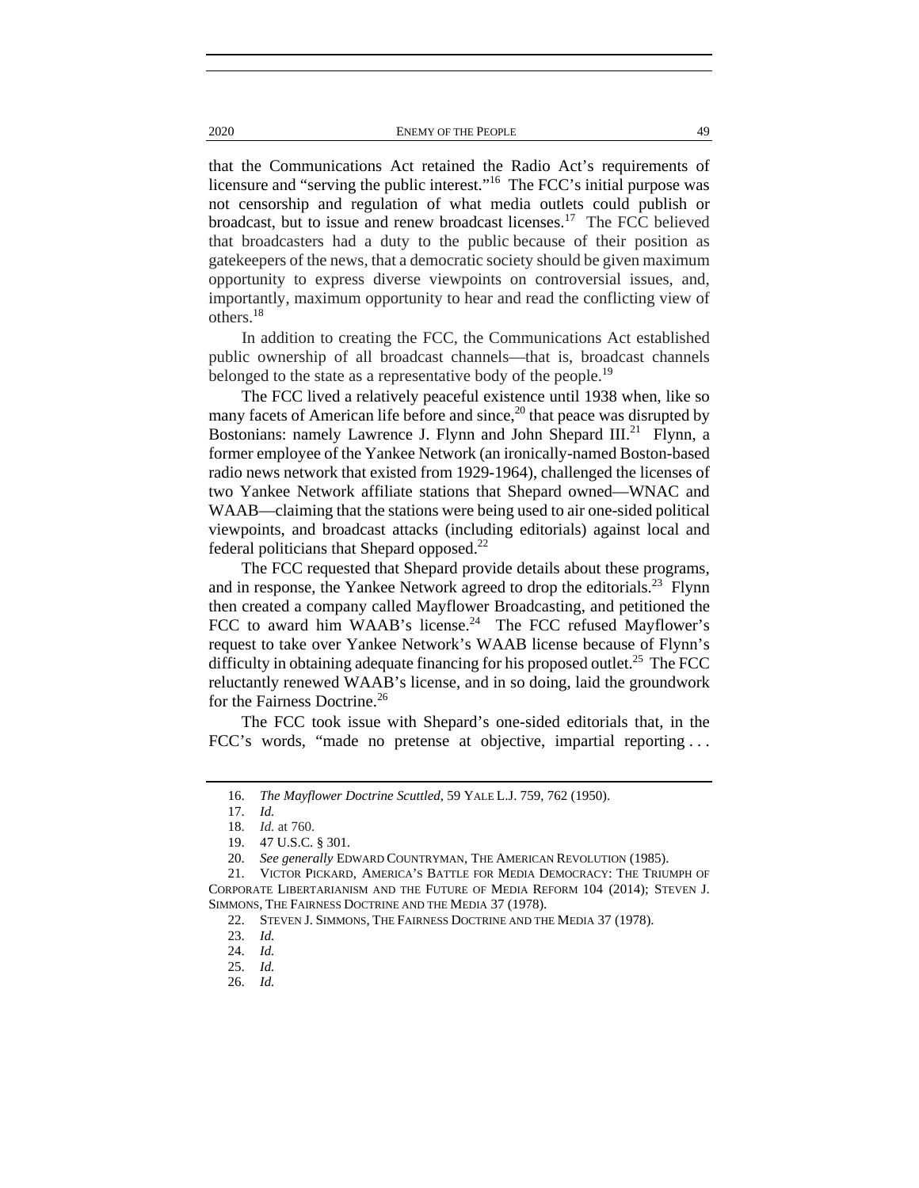that the Communications Act retained the Radio Act's requirements of licensure and "serving the public interest."[16] The FCC's initial purpose was not censorship and regulation of what media outlets could publish or broadcast, but to issue and renew broadcast licenses.[17] The FCC believed that broadcasters had a duty to the public because of their position as gatekeepers of the news, that a democratic society should be given maximum opportunity to express diverse viewpoints on controversial issues, and, importantly, maximum opportunity to hear and read the conflicting view of others.[18]

In addition to creating the FCC, the Communications Act established public ownership of all broadcast channels—that is, broadcast channels belonged to the state as a representative body of the people.[19]

The FCC lived a relatively peaceful existence until 1938 when, like so many facets of American life before and since,[20] that peace was disrupted by Bostonians: namely Lawrence J. Flynn and John Shepard III.[21] Flynn, a former employee of the Yankee Network (an ironically-named Boston-based radio news network that existed from 1929-1964), challenged the licenses of two Yankee Network affiliate stations that Shepard owned—WNAC and WAAB—claiming that the stations were being used to air one-sided political viewpoints, and broadcast attacks (including editorials) against local and federal politicians that Shepard opposed.[22]

The FCC requested that Shepard provide details about these programs, and in response, the Yankee Network agreed to drop the editorials.[23] Flynn then created a company called Mayflower Broadcasting, and petitioned the FCC to award him WAAB's license.[24] The FCC refused Mayflower's request to take over Yankee Network's WAAB license because of Flynn's difficulty in obtaining adequate financing for his proposed outlet.[25] The FCC reluctantly renewed WAAB's license, and in so doing, laid the groundwork for the Fairness Doctrine.[26]

The FCC took issue with Shepard's one-sided editorials that, in the FCC's words, "made no pretense at objective, impartial reporting . . .

---

16. *The Mayflower Doctrine Scuttled*, 59 YALE L.J. 759, 762 (1950).

17. *Id.*

18. *Id.* at 760.

19. 47 U.S.C. § 301.

20. *See generally* EDWARD COUNTRYMAN, THE AMERICAN REVOLUTION (1985).

21. VICTOR PICKARD, AMERICA'S BATTLE FOR MEDIA DEMOCRACY: THE TRIUMPH OF CORPORATE LIBERTARIANISM AND THE FUTURE OF MEDIA REFORM 104 (2014); STEVEN J. SIMMONS, THE FAIRNESS DOCTRINE AND THE MEDIA 37 (1978).

22. STEVEN J. SIMMONS, THE FAIRNESS DOCTRINE AND THE MEDIA 37 (1978).

23. *Id.*

24. *Id.*

25. *Id.*

26. *Id.*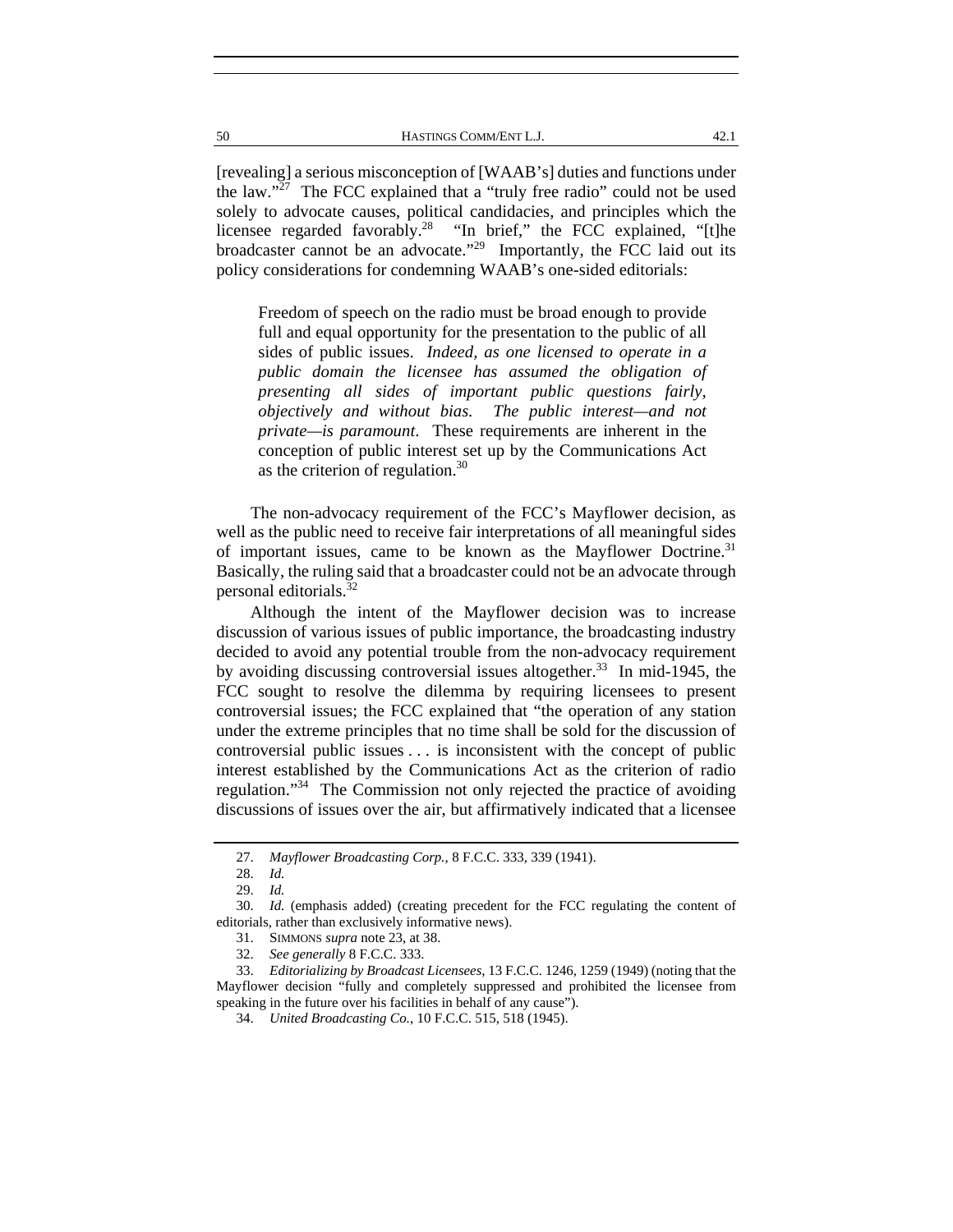[revealing] a serious misconception of [WAAB's] duties and functions under the law."[27] The FCC explained that a "truly free radio" could not be used solely to advocate causes, political candidacies, and principles which the licensee regarded favorably.[28] "In brief," the FCC explained, "[t]he broadcaster cannot be an advocate."[29] Importantly, the FCC laid out its policy considerations for condemning WAAB's one-sided editorials:

> Freedom of speech on the radio must be broad enough to provide full and equal opportunity for the presentation to the public of all sides of public issues. *Indeed, as one licensed to operate in a public domain the licensee has assumed the obligation of presenting all sides of important public questions fairly, objectively and without bias. The public interest—and not private—is paramount*. These requirements are inherent in the conception of public interest set up by the Communications Act as the criterion of regulation.[30]

The non-advocacy requirement of the FCC's Mayflower decision, as well as the public need to receive fair interpretations of all meaningful sides of important issues, came to be known as the Mayflower Doctrine.[31] Basically, the ruling said that a broadcaster could not be an advocate through personal editorials.[32]

Although the intent of the Mayflower decision was to increase discussion of various issues of public importance, the broadcasting industry decided to avoid any potential trouble from the non-advocacy requirement by avoiding discussing controversial issues altogether.[33] In mid-1945, the FCC sought to resolve the dilemma by requiring licensees to present controversial issues; the FCC explained that "the operation of any station under the extreme principles that no time shall be sold for the discussion of controversial public issues . . . is inconsistent with the concept of public interest established by the Communications Act as the criterion of radio regulation."[34] The Commission not only rejected the practice of avoiding discussions of issues over the air, but affirmatively indicated that a licensee

---

27. *Mayflower Broadcasting Corp.*, 8 F.C.C. 333, 339 (1941).

28. *Id.*

29. *Id.*

30. *Id.* (emphasis added) (creating precedent for the FCC regulating the content of editorials, rather than exclusively informative news).

31. SIMMONS *supra* note 23, at 38.

32. *See generally* 8 F.C.C. 333.

33. *Editorializing by Broadcast Licensees*, 13 F.C.C. 1246, 1259 (1949) (noting that the Mayflower decision "fully and completely suppressed and prohibited the licensee from speaking in the future over his facilities in behalf of any cause").

34. *United Broadcasting Co.*, 10 F.C.C. 515, 518 (1945).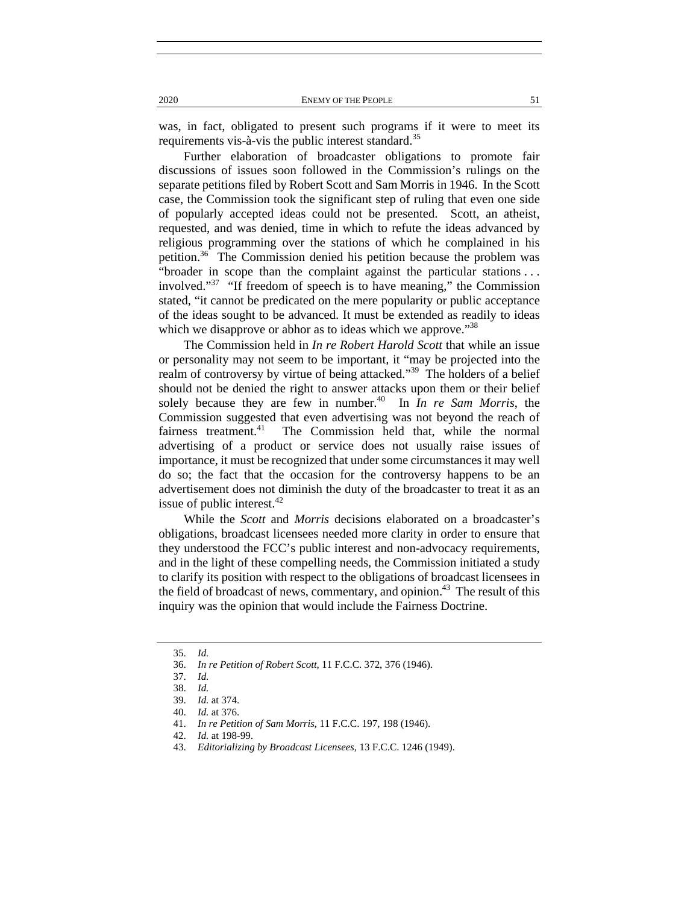was, in fact, obligated to present such programs if it were to meet its requirements vis-à-vis the public interest standard.[35]

Further elaboration of broadcaster obligations to promote fair discussions of issues soon followed in the Commission's rulings on the separate petitions filed by Robert Scott and Sam Morris in 1946. In the Scott case, the Commission took the significant step of ruling that even one side of popularly accepted ideas could not be presented. Scott, an atheist, requested, and was denied, time in which to refute the ideas advanced by religious programming over the stations of which he complained in his petition.[36] The Commission denied his petition because the problem was "broader in scope than the complaint against the particular stations . . . involved."[37] "If freedom of speech is to have meaning," the Commission stated, "it cannot be predicated on the mere popularity or public acceptance of the ideas sought to be advanced. It must be extended as readily to ideas which we disapprove or abhor as to ideas which we approve."[38]

The Commission held in *In re Robert Harold Scott* that while an issue or personality may not seem to be important, it "may be projected into the realm of controversy by virtue of being attacked."[39] The holders of a belief should not be denied the right to answer attacks upon them or their belief solely because they are few in number.[40] In *In re Sam Morris*, the Commission suggested that even advertising was not beyond the reach of fairness treatment.[41] The Commission held that, while the normal advertising of a product or service does not usually raise issues of importance, it must be recognized that under some circumstances it may well do so; the fact that the occasion for the controversy happens to be an advertisement does not diminish the duty of the broadcaster to treat it as an issue of public interest.[42]

While the *Scott* and *Morris* decisions elaborated on a broadcaster's obligations, broadcast licensees needed more clarity in order to ensure that they understood the FCC's public interest and non-advocacy requirements, and in the light of these compelling needs, the Commission initiated a study to clarify its position with respect to the obligations of broadcast licensees in the field of broadcast of news, commentary, and opinion.[43] The result of this inquiry was the opinion that would include the Fairness Doctrine.

35. *Id.*
36. *In re Petition of Robert Scott*, 11 F.C.C. 372, 376 (1946).
37. *Id.*
38. *Id.*
39. *Id.* at 374.
40. *Id.* at 376.
41. *In re Petition of Sam Morris*, 11 F.C.C. 197, 198 (1946).
42. *Id.* at 198-99.
43. *Editorializing by Broadcast Licensees*, 13 F.C.C. 1246 (1949).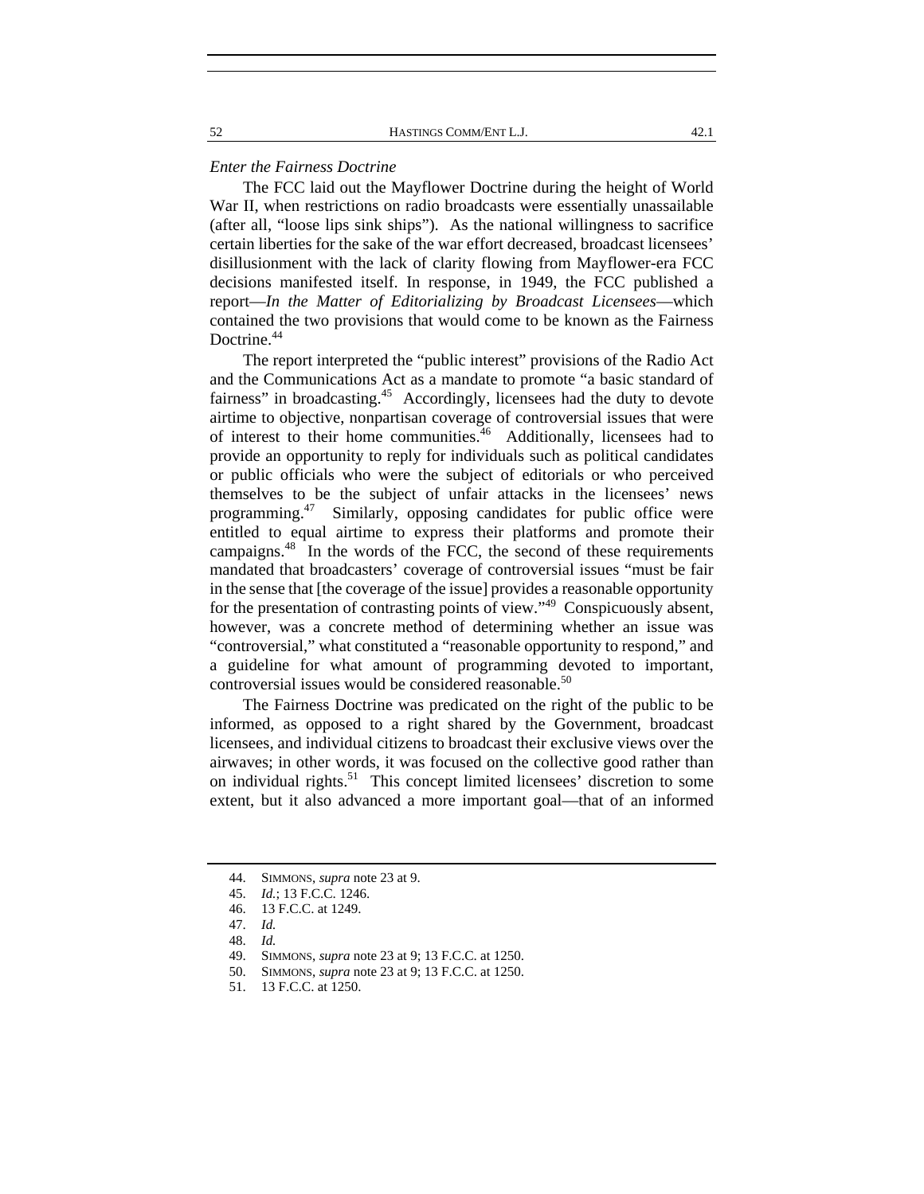*Enter the Fairness Doctrine*

The FCC laid out the Mayflower Doctrine during the height of World War II, when restrictions on radio broadcasts were essentially unassailable (after all, "loose lips sink ships"). As the national willingness to sacrifice certain liberties for the sake of the war effort decreased, broadcast licensees' disillusionment with the lack of clarity flowing from Mayflower-era FCC decisions manifested itself. In response, in 1949, the FCC published a report—*In the Matter of Editorializing by Broadcast Licensees*—which contained the two provisions that would come to be known as the Fairness Doctrine.[44]

The report interpreted the "public interest" provisions of the Radio Act and the Communications Act as a mandate to promote "a basic standard of fairness" in broadcasting.[45] Accordingly, licensees had the duty to devote airtime to objective, nonpartisan coverage of controversial issues that were of interest to their home communities.[46] Additionally, licensees had to provide an opportunity to reply for individuals such as political candidates or public officials who were the subject of editorials or who perceived themselves to be the subject of unfair attacks in the licensees' news programming.[47] Similarly, opposing candidates for public office were entitled to equal airtime to express their platforms and promote their campaigns.[48] In the words of the FCC, the second of these requirements mandated that broadcasters' coverage of controversial issues "must be fair in the sense that [the coverage of the issue] provides a reasonable opportunity for the presentation of contrasting points of view."[49] Conspicuously absent, however, was a concrete method of determining whether an issue was "controversial," what constituted a "reasonable opportunity to respond," and a guideline for what amount of programming devoted to important, controversial issues would be considered reasonable.[50]

The Fairness Doctrine was predicated on the right of the public to be informed, as opposed to a right shared by the Government, broadcast licensees, and individual citizens to broadcast their exclusive views over the airwaves; in other words, it was focused on the collective good rather than on individual rights.[51] This concept limited licensees' discretion to some extent, but it also advanced a more important goal—that of an informed

---

44. SIMMONS, *supra* note 23 at 9.
45. *Id.*; 13 F.C.C. 1246.
46. 13 F.C.C. at 1249.
47. *Id.*
48. *Id.*
49. SIMMONS, *supra* note 23 at 9; 13 F.C.C. at 1250.
50. SIMMONS, *supra* note 23 at 9; 13 F.C.C. at 1250.
51. 13 F.C.C. at 1250.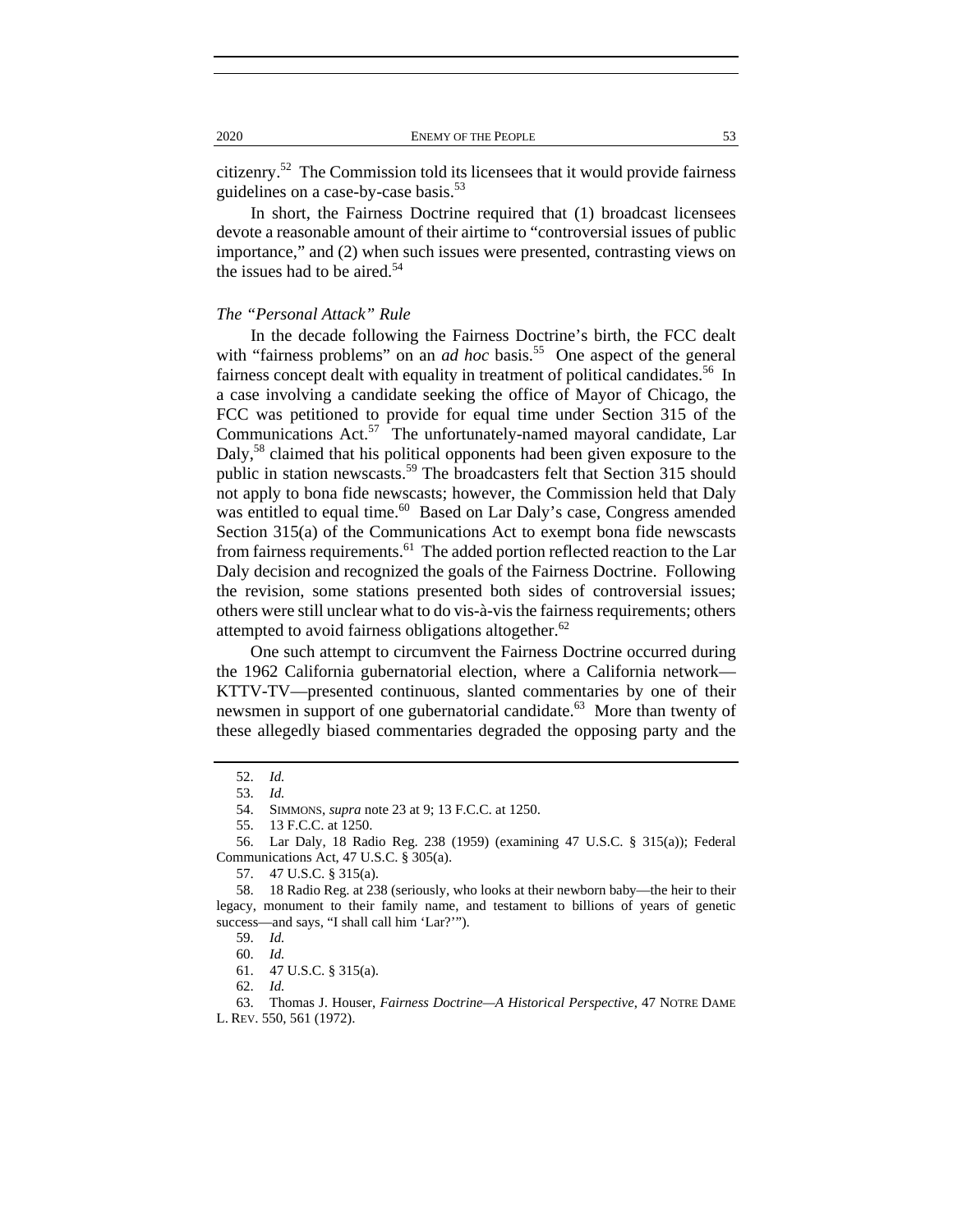citizenry.[52] The Commission told its licensees that it would provide fairness guidelines on a case-by-case basis.[53]

In short, the Fairness Doctrine required that (1) broadcast licensees devote a reasonable amount of their airtime to "controversial issues of public importance," and (2) when such issues were presented, contrasting views on the issues had to be aired.[54]

*The "Personal Attack" Rule*

In the decade following the Fairness Doctrine's birth, the FCC dealt with "fairness problems" on an *ad hoc* basis.[55] One aspect of the general fairness concept dealt with equality in treatment of political candidates.[56] In a case involving a candidate seeking the office of Mayor of Chicago, the FCC was petitioned to provide for equal time under Section 315 of the Communications Act.[57] The unfortunately-named mayoral candidate, Lar Daly,[58] claimed that his political opponents had been given exposure to the public in station newscasts.[59] The broadcasters felt that Section 315 should not apply to bona fide newscasts; however, the Commission held that Daly was entitled to equal time.[60] Based on Lar Daly's case, Congress amended Section 315(a) of the Communications Act to exempt bona fide newscasts from fairness requirements.[61] The added portion reflected reaction to the Lar Daly decision and recognized the goals of the Fairness Doctrine. Following the revision, some stations presented both sides of controversial issues; others were still unclear what to do vis-à-vis the fairness requirements; others attempted to avoid fairness obligations altogether.[62]

One such attempt to circumvent the Fairness Doctrine occurred during the 1962 California gubernatorial election, where a California network—KTTV-TV—presented continuous, slanted commentaries by one of their newsmen in support of one gubernatorial candidate.[63] More than twenty of these allegedly biased commentaries degraded the opposing party and the

52. *Id.*

53. *Id.*

54. SIMMONS, *supra* note 23 at 9; 13 F.C.C. at 1250.

55. 13 F.C.C. at 1250.

56. Lar Daly, 18 Radio Reg. 238 (1959) (examining 47 U.S.C. § 315(a)); Federal Communications Act, 47 U.S.C. § 305(a).

57. 47 U.S.C. § 315(a).

58. 18 Radio Reg. at 238 (seriously, who looks at their newborn baby—the heir to their legacy, monument to their family name, and testament to billions of years of genetic success—and says, "I shall call him 'Lar?'").

59. *Id.*

60. *Id.*

61. 47 U.S.C. § 315(a).

62. *Id.*

63. Thomas J. Houser, *Fairness Doctrine—A Historical Perspective*, 47 NOTRE DAME L. REV. 550, 561 (1972).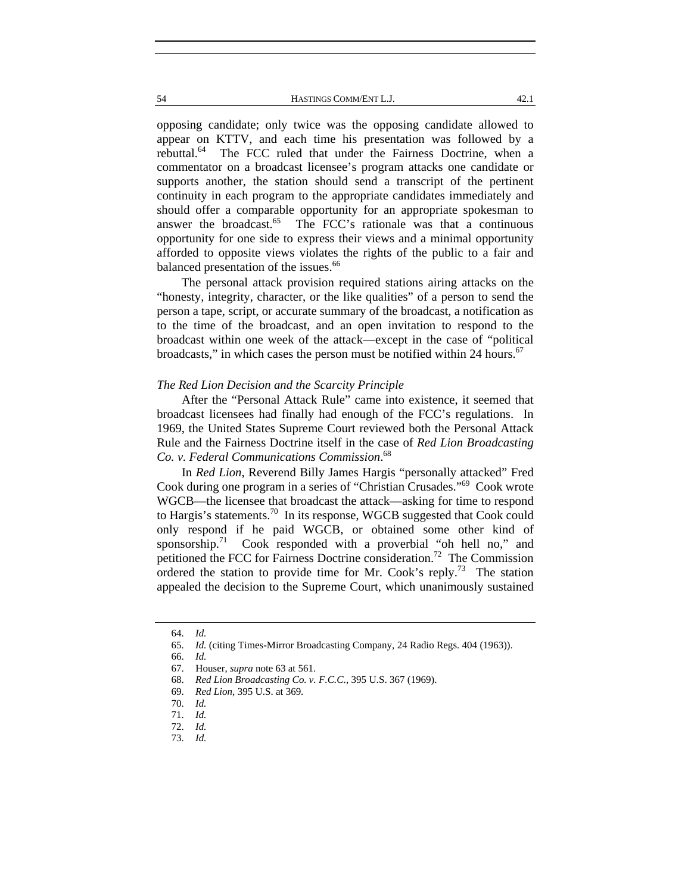opposing candidate; only twice was the opposing candidate allowed to appear on KTTV, and each time his presentation was followed by a rebuttal.[64] The FCC ruled that under the Fairness Doctrine, when a commentator on a broadcast licensee's program attacks one candidate or supports another, the station should send a transcript of the pertinent continuity in each program to the appropriate candidates immediately and should offer a comparable opportunity for an appropriate spokesman to answer the broadcast.[65] The FCC's rationale was that a continuous opportunity for one side to express their views and a minimal opportunity afforded to opposite views violates the rights of the public to a fair and balanced presentation of the issues.[66]

The personal attack provision required stations airing attacks on the "honesty, integrity, character, or the like qualities" of a person to send the person a tape, script, or accurate summary of the broadcast, a notification as to the time of the broadcast, and an open invitation to respond to the broadcast within one week of the attack—except in the case of "political broadcasts," in which cases the person must be notified within 24 hours.[67]

### *The Red Lion Decision and the Scarcity Principle*

After the "Personal Attack Rule" came into existence, it seemed that broadcast licensees had finally had enough of the FCC's regulations. In 1969, the United States Supreme Court reviewed both the Personal Attack Rule and the Fairness Doctrine itself in the case of *Red Lion Broadcasting Co. v. Federal Communications Commission*.[68]

In *Red Lion*, Reverend Billy James Hargis "personally attacked" Fred Cook during one program in a series of "Christian Crusades."[69] Cook wrote WGCB—the licensee that broadcast the attack—asking for time to respond to Hargis's statements.[70] In its response, WGCB suggested that Cook could only respond if he paid WGCB, or obtained some other kind of sponsorship.[71] Cook responded with a proverbial "oh hell no," and petitioned the FCC for Fairness Doctrine consideration.[72] The Commission ordered the station to provide time for Mr. Cook's reply.[73] The station appealed the decision to the Supreme Court, which unanimously sustained

---

64. *Id.*
65. *Id.* (citing Times-Mirror Broadcasting Company, 24 Radio Regs. 404 (1963)).
66. *Id.*
67. Houser, *supra* note 63 at 561.
68. *Red Lion Broadcasting Co. v. F.C.C.*, 395 U.S. 367 (1969).
69. *Red Lion*, 395 U.S. at 369.
70. *Id.*
71. *Id.*
72. *Id.*
73. *Id.*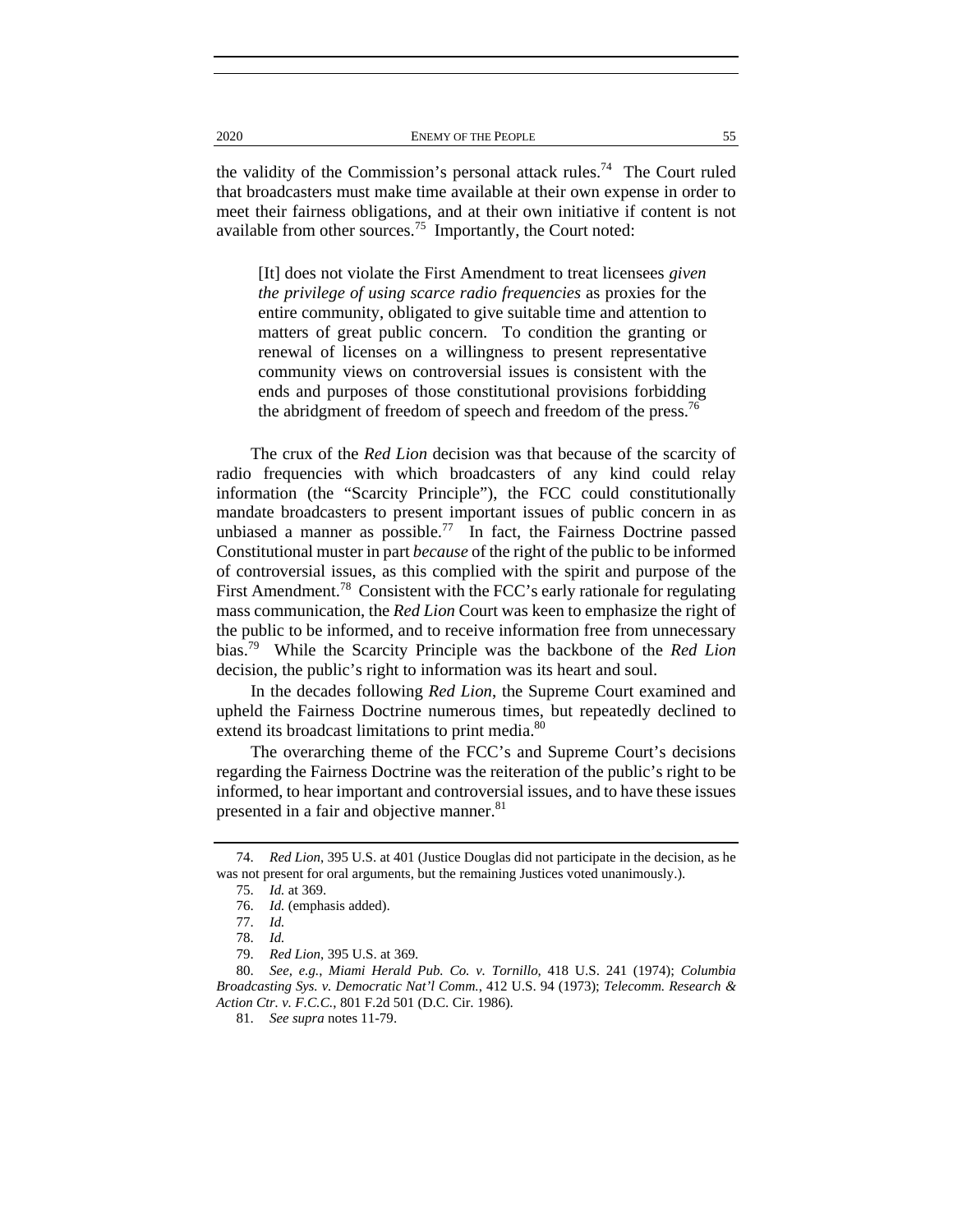the validity of the Commission's personal attack rules.[74] The Court ruled that broadcasters must make time available at their own expense in order to meet their fairness obligations, and at their own initiative if content is not available from other sources.[75] Importantly, the Court noted:

> [It] does not violate the First Amendment to treat licensees *given the privilege of using scarce radio frequencies* as proxies for the entire community, obligated to give suitable time and attention to matters of great public concern. To condition the granting or renewal of licenses on a willingness to present representative community views on controversial issues is consistent with the ends and purposes of those constitutional provisions forbidding the abridgment of freedom of speech and freedom of the press.[76]

The crux of the *Red Lion* decision was that because of the scarcity of radio frequencies with which broadcasters of any kind could relay information (the "Scarcity Principle"), the FCC could constitutionally mandate broadcasters to present important issues of public concern in as unbiased a manner as possible.[77] In fact, the Fairness Doctrine passed Constitutional muster in part *because* of the right of the public to be informed of controversial issues, as this complied with the spirit and purpose of the First Amendment.[78] Consistent with the FCC's early rationale for regulating mass communication, the *Red Lion* Court was keen to emphasize the right of the public to be informed, and to receive information free from unnecessary bias.[79] While the Scarcity Principle was the backbone of the *Red Lion* decision, the public's right to information was its heart and soul.

In the decades following *Red Lion*, the Supreme Court examined and upheld the Fairness Doctrine numerous times, but repeatedly declined to extend its broadcast limitations to print media.[80]

The overarching theme of the FCC's and Supreme Court's decisions regarding the Fairness Doctrine was the reiteration of the public's right to be informed, to hear important and controversial issues, and to have these issues presented in a fair and objective manner.[81]

---

74. *Red Lion*, 395 U.S. at 401 (Justice Douglas did not participate in the decision, as he was not present for oral arguments, but the remaining Justices voted unanimously.).

75. *Id.* at 369.

76. *Id.* (emphasis added).

77. *Id.*

78. *Id.*

79. *Red Lion*, 395 U.S. at 369.

80. *See, e.g.*, *Miami Herald Pub. Co. v. Tornillo*, 418 U.S. 241 (1974); *Columbia Broadcasting Sys. v. Democratic Nat'l Comm.*, 412 U.S. 94 (1973); *Telecomm. Research & Action Ctr. v. F.C.C.*, 801 F.2d 501 (D.C. Cir. 1986).

81. *See supra* notes 11-79.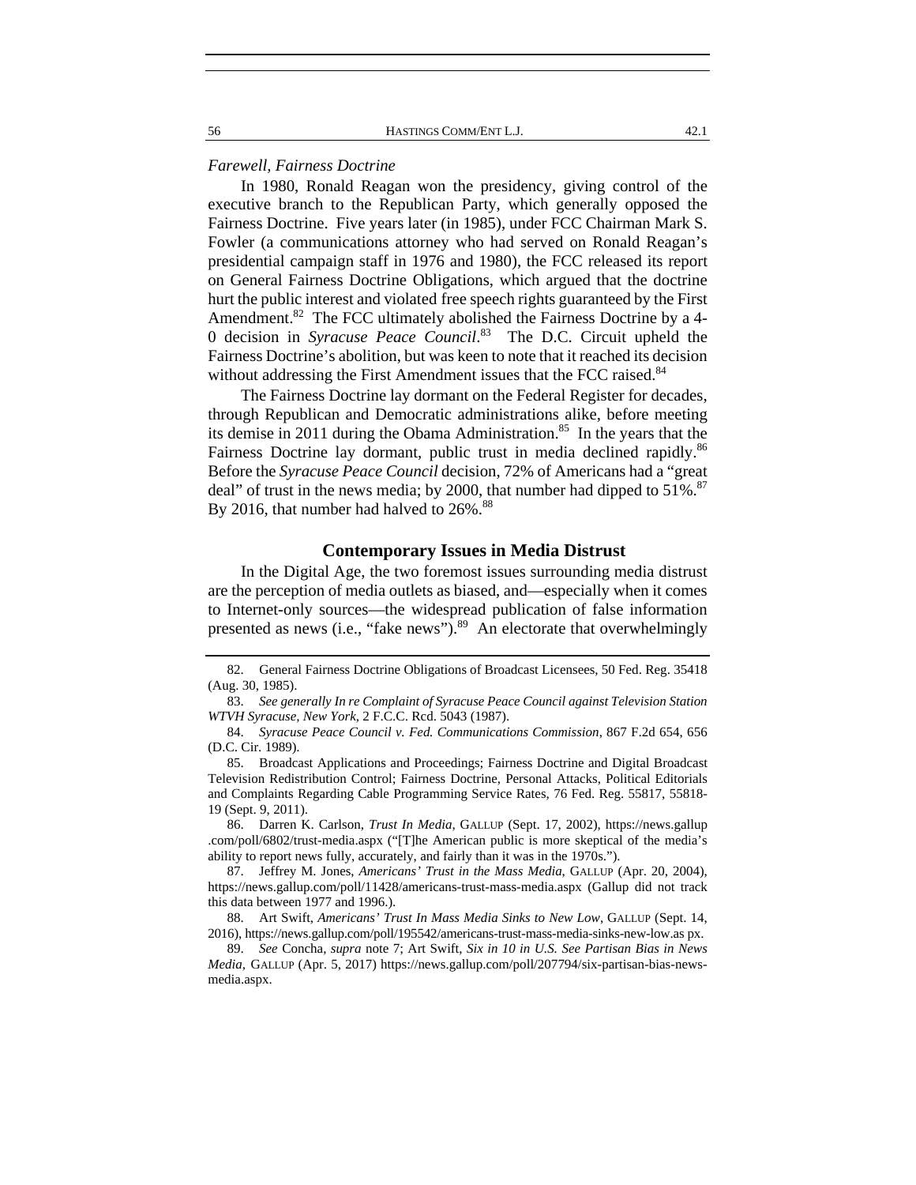*Farewell, Fairness Doctrine*

In 1980, Ronald Reagan won the presidency, giving control of the executive branch to the Republican Party, which generally opposed the Fairness Doctrine. Five years later (in 1985), under FCC Chairman Mark S. Fowler (a communications attorney who had served on Ronald Reagan's presidential campaign staff in 1976 and 1980), the FCC released its report on General Fairness Doctrine Obligations, which argued that the doctrine hurt the public interest and violated free speech rights guaranteed by the First Amendment.[82] The FCC ultimately abolished the Fairness Doctrine by a 4-0 decision in *Syracuse Peace Council*.[83] The D.C. Circuit upheld the Fairness Doctrine's abolition, but was keen to note that it reached its decision without addressing the First Amendment issues that the FCC raised.[84]

The Fairness Doctrine lay dormant on the Federal Register for decades, through Republican and Democratic administrations alike, before meeting its demise in 2011 during the Obama Administration.[85] In the years that the Fairness Doctrine lay dormant, public trust in media declined rapidly.[86] Before the *Syracuse Peace Council* decision, 72% of Americans had a "great deal" of trust in the news media; by 2000, that number had dipped to 51%.[87] By 2016, that number had halved to 26%.[88]

## Contemporary Issues in Media Distrust

In the Digital Age, the two foremost issues surrounding media distrust are the perception of media outlets as biased, and—especially when it comes to Internet-only sources—the widespread publication of false information presented as news (i.e., "fake news").[89] An electorate that overwhelmingly

---

82. General Fairness Doctrine Obligations of Broadcast Licensees, 50 Fed. Reg. 35418 (Aug. 30, 1985).

83. *See generally In re Complaint of Syracuse Peace Council against Television Station WTVH Syracuse, New York*, 2 F.C.C. Rcd. 5043 (1987).

84. *Syracuse Peace Council v. Fed. Communications Commission*, 867 F.2d 654, 656 (D.C. Cir. 1989).

85. Broadcast Applications and Proceedings; Fairness Doctrine and Digital Broadcast Television Redistribution Control; Fairness Doctrine, Personal Attacks, Political Editorials and Complaints Regarding Cable Programming Service Rates, 76 Fed. Reg. 55817, 55818-19 (Sept. 9, 2011).

86. Darren K. Carlson, *Trust In Media*, GALLUP (Sept. 17, 2002), https://news.gallup.com/poll/6802/trust-media.aspx ("[T]he American public is more skeptical of the media's ability to report news fully, accurately, and fairly than it was in the 1970s.").

87. Jeffrey M. Jones, *Americans' Trust in the Mass Media*, GALLUP (Apr. 20, 2004), https://news.gallup.com/poll/11428/americans-trust-mass-media.aspx (Gallup did not track this data between 1977 and 1996.).

88. Art Swift, *Americans' Trust In Mass Media Sinks to New Low*, GALLUP (Sept. 14, 2016), https://news.gallup.com/poll/195542/americans-trust-mass-media-sinks-new-low.as px.

89. *See* Concha, *supra* note 7; Art Swift, *Six in 10 in U.S. See Partisan Bias in News Media*, GALLUP (Apr. 5, 2017) https://news.gallup.com/poll/207794/six-partisan-bias-news-media.aspx.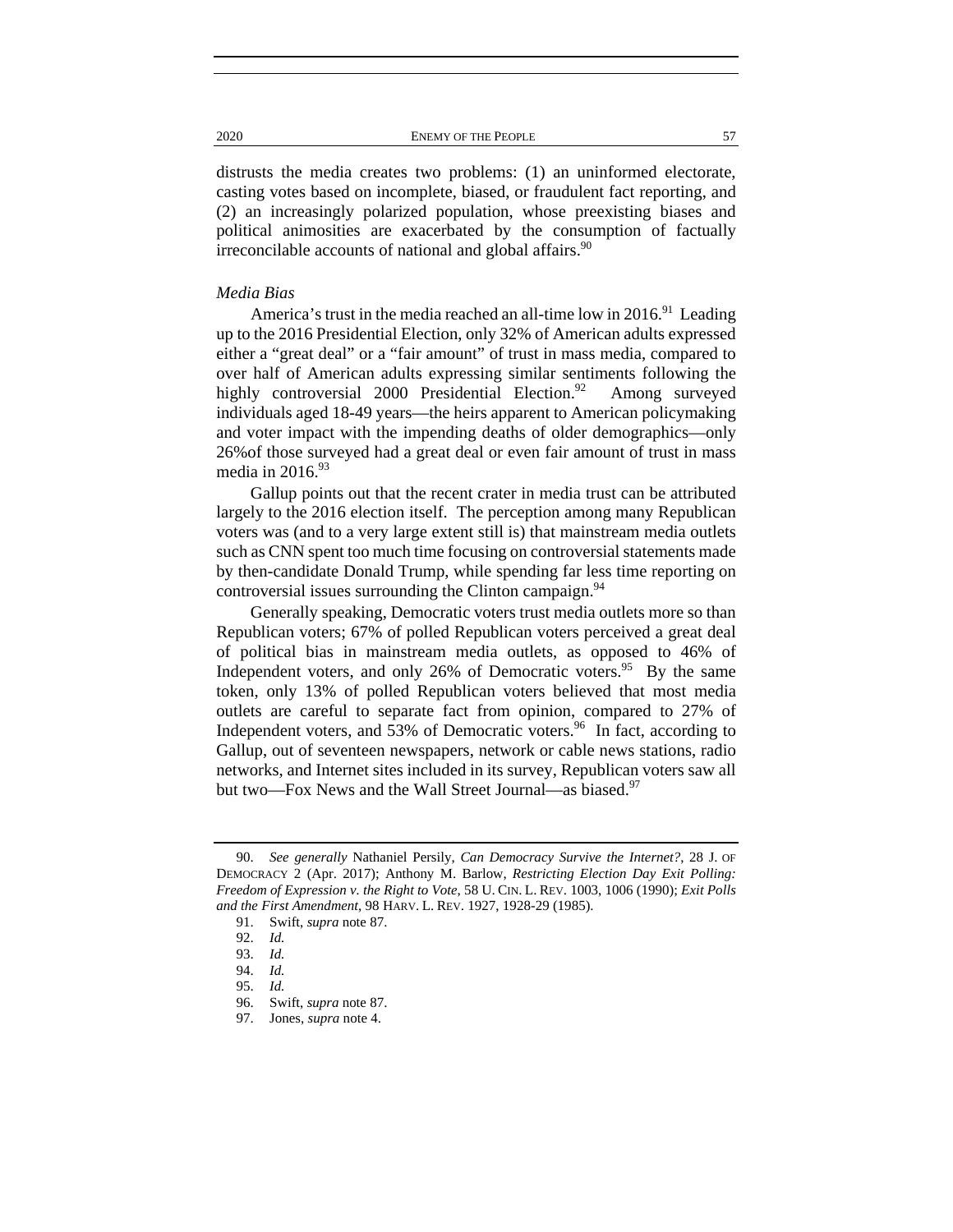distrusts the media creates two problems: (1) an uninformed electorate, casting votes based on incomplete, biased, or fraudulent fact reporting, and (2) an increasingly polarized population, whose preexisting biases and political animosities are exacerbated by the consumption of factually irreconcilable accounts of national and global affairs.[90]

*Media Bias*

America's trust in the media reached an all-time low in 2016.[91] Leading up to the 2016 Presidential Election, only 32% of American adults expressed either a "great deal" or a "fair amount" of trust in mass media, compared to over half of American adults expressing similar sentiments following the highly controversial 2000 Presidential Election.[92] Among surveyed individuals aged 18-49 years—the heirs apparent to American policymaking and voter impact with the impending deaths of older demographics—only 26%of those surveyed had a great deal or even fair amount of trust in mass media in 2016.[93]

Gallup points out that the recent crater in media trust can be attributed largely to the 2016 election itself. The perception among many Republican voters was (and to a very large extent still is) that mainstream media outlets such as CNN spent too much time focusing on controversial statements made by then-candidate Donald Trump, while spending far less time reporting on controversial issues surrounding the Clinton campaign.[94]

Generally speaking, Democratic voters trust media outlets more so than Republican voters; 67% of polled Republican voters perceived a great deal of political bias in mainstream media outlets, as opposed to 46% of Independent voters, and only 26% of Democratic voters.[95] By the same token, only 13% of polled Republican voters believed that most media outlets are careful to separate fact from opinion, compared to 27% of Independent voters, and 53% of Democratic voters.[96] In fact, according to Gallup, out of seventeen newspapers, network or cable news stations, radio networks, and Internet sites included in its survey, Republican voters saw all but two—Fox News and the Wall Street Journal—as biased.[97]

---

90. *See generally* Nathaniel Persily, *Can Democracy Survive the Internet?*, 28 J. OF DEMOCRACY 2 (Apr. 2017); Anthony M. Barlow, *Restricting Election Day Exit Polling: Freedom of Expression v. the Right to Vote*, 58 U. CIN. L. REV. 1003, 1006 (1990); *Exit Polls and the First Amendment*, 98 HARV. L. REV. 1927, 1928-29 (1985).

91. Swift, *supra* note 87.

92. *Id.*

93. *Id.*

94. *Id.*

95. *Id.*

96. Swift, *supra* note 87.

97. Jones, *supra* note 4.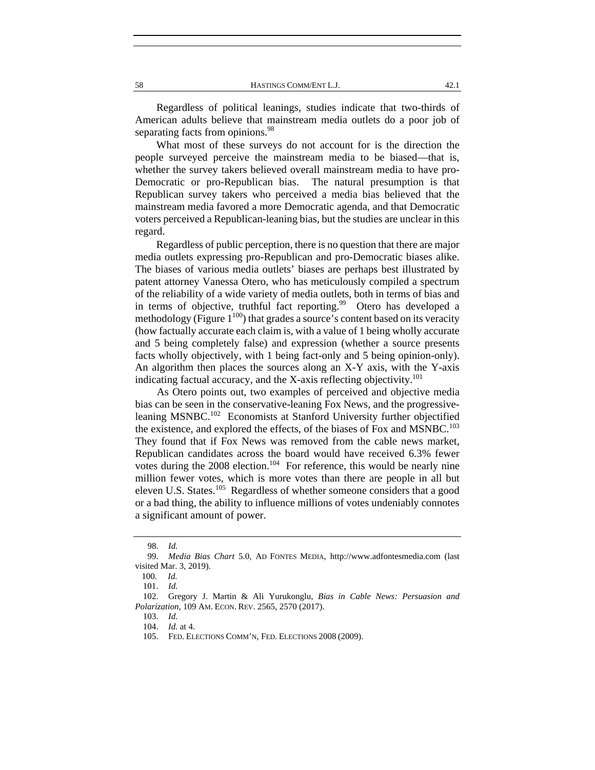Regardless of political leanings, studies indicate that two-thirds of American adults believe that mainstream media outlets do a poor job of separating facts from opinions.[98]

What most of these surveys do not account for is the direction the people surveyed perceive the mainstream media to be biased—that is, whether the survey takers believed overall mainstream media to have pro-Democratic or pro-Republican bias. The natural presumption is that Republican survey takers who perceived a media bias believed that the mainstream media favored a more Democratic agenda, and that Democratic voters perceived a Republican-leaning bias, but the studies are unclear in this regard.

Regardless of public perception, there is no question that there are major media outlets expressing pro-Republican and pro-Democratic biases alike. The biases of various media outlets' biases are perhaps best illustrated by patent attorney Vanessa Otero, who has meticulously compiled a spectrum of the reliability of a wide variety of media outlets, both in terms of bias and in terms of objective, truthful fact reporting.[99] Otero has developed a methodology (Figure 1[100]) that grades a source's content based on its veracity (how factually accurate each claim is, with a value of 1 being wholly accurate and 5 being completely false) and expression (whether a source presents facts wholly objectively, with 1 being fact-only and 5 being opinion-only). An algorithm then places the sources along an X-Y axis, with the Y-axis indicating factual accuracy, and the X-axis reflecting objectivity.[101]

As Otero points out, two examples of perceived and objective media bias can be seen in the conservative-leaning Fox News, and the progressive-leaning MSNBC.[102] Economists at Stanford University further objectified the existence, and explored the effects, of the biases of Fox and MSNBC.[103] They found that if Fox News was removed from the cable news market, Republican candidates across the board would have received 6.3% fewer votes during the 2008 election.[104] For reference, this would be nearly nine million fewer votes, which is more votes than there are people in all but eleven U.S. States.[105] Regardless of whether someone considers that a good or a bad thing, the ability to influence millions of votes undeniably connotes a significant amount of power.

---

98. *Id.*

99. *Media Bias Chart* 5.0, AD FONTES MEDIA, http://www.adfontesmedia.com (last visited Mar. 3, 2019).

100. *Id.*

101. *Id.*

102. Gregory J. Martin & Ali Yurukonglu, *Bias in Cable News: Persuasion and Polarization*, 109 AM. ECON. REV. 2565, 2570 (2017).

103. *Id.*

104. *Id.* at 4.

105. FED. ELECTIONS COMM'N, FED. ELECTIONS 2008 (2009).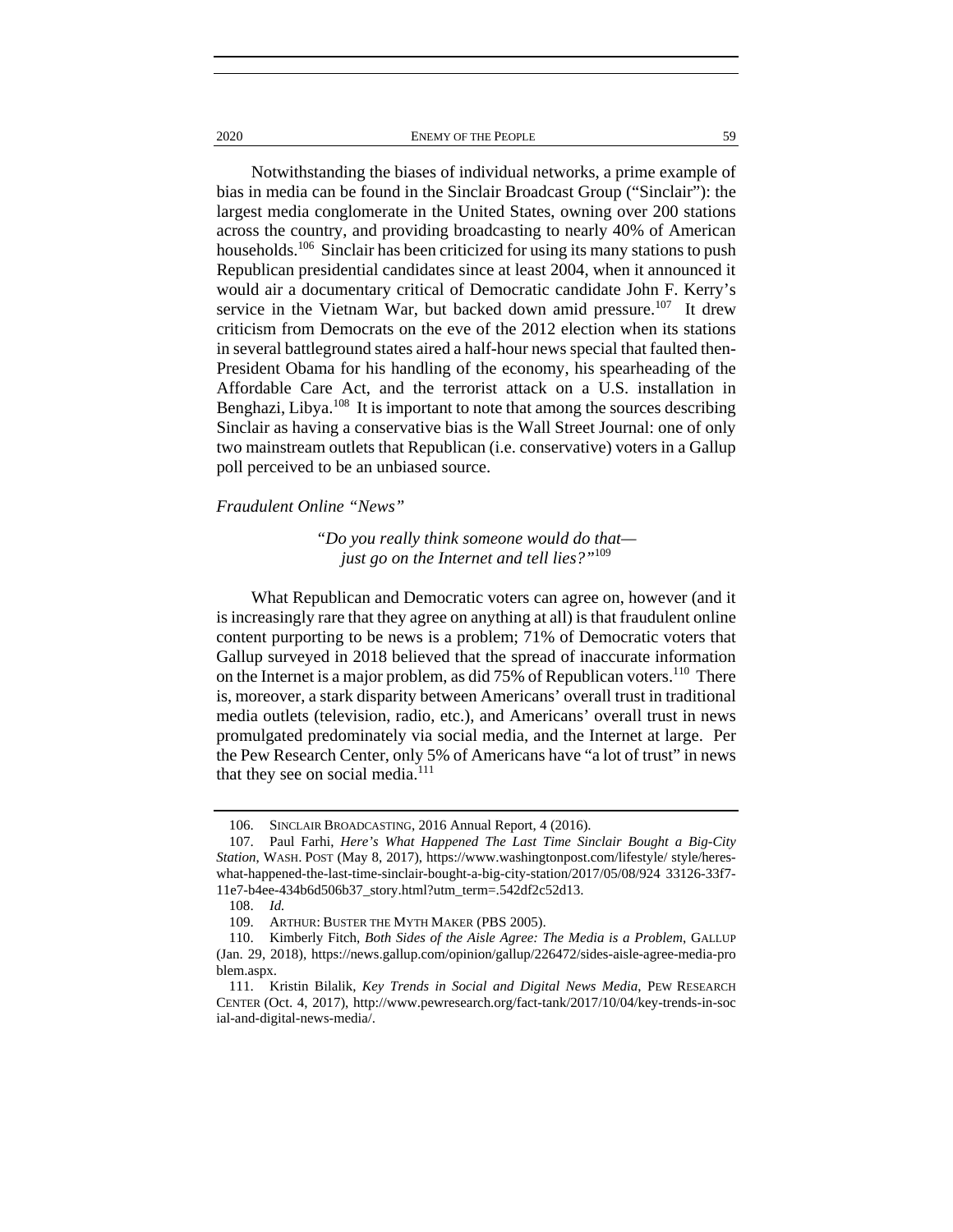Notwithstanding the biases of individual networks, a prime example of bias in media can be found in the Sinclair Broadcast Group ("Sinclair"): the largest media conglomerate in the United States, owning over 200 stations across the country, and providing broadcasting to nearly 40% of American households.[106] Sinclair has been criticized for using its many stations to push Republican presidential candidates since at least 2004, when it announced it would air a documentary critical of Democratic candidate John F. Kerry's service in the Vietnam War, but backed down amid pressure.[107] It drew criticism from Democrats on the eve of the 2012 election when its stations in several battleground states aired a half-hour news special that faulted then-President Obama for his handling of the economy, his spearheading of the Affordable Care Act, and the terrorist attack on a U.S. installation in Benghazi, Libya.[108] It is important to note that among the sources describing Sinclair as having a conservative bias is the Wall Street Journal: one of only two mainstream outlets that Republican (i.e. conservative) voters in a Gallup poll perceived to be an unbiased source.

*Fraudulent Online "News"*

> *"Do you really think someone would do that—just go on the Internet and tell lies?"*[109]

What Republican and Democratic voters can agree on, however (and it is increasingly rare that they agree on anything at all) is that fraudulent online content purporting to be news is a problem; 71% of Democratic voters that Gallup surveyed in 2018 believed that the spread of inaccurate information on the Internet is a major problem, as did 75% of Republican voters.[110] There is, moreover, a stark disparity between Americans' overall trust in traditional media outlets (television, radio, etc.), and Americans' overall trust in news promulgated predominately via social media, and the Internet at large. Per the Pew Research Center, only 5% of Americans have "a lot of trust" in news that they see on social media.[111]

---

106. SINCLAIR BROADCASTING, 2016 Annual Report, 4 (2016).

107. Paul Farhi, *Here's What Happened The Last Time Sinclair Bought a Big-City Station*, WASH. POST (May 8, 2017), https://www.washingtonpost.com/lifestyle/ style/heres-what-happened-the-last-time-sinclair-bought-a-big-city-station/2017/05/08/924 33126-33f7-11e7-b4ee-434b6d506b37_story.html?utm_term=.542df2c52d13.

108. *Id.*

109. ARTHUR: BUSTER THE MYTH MAKER (PBS 2005).

110. Kimberly Fitch, *Both Sides of the Aisle Agree: The Media is a Problem*, GALLUP (Jan. 29, 2018), https://news.gallup.com/opinion/gallup/226472/sides-aisle-agree-media-problem.aspx.

111. Kristin Bilalik, *Key Trends in Social and Digital News Media*, PEW RESEARCH CENTER (Oct. 4, 2017), http://www.pewresearch.org/fact-tank/2017/10/04/key-trends-in-social-and-digital-news-media/.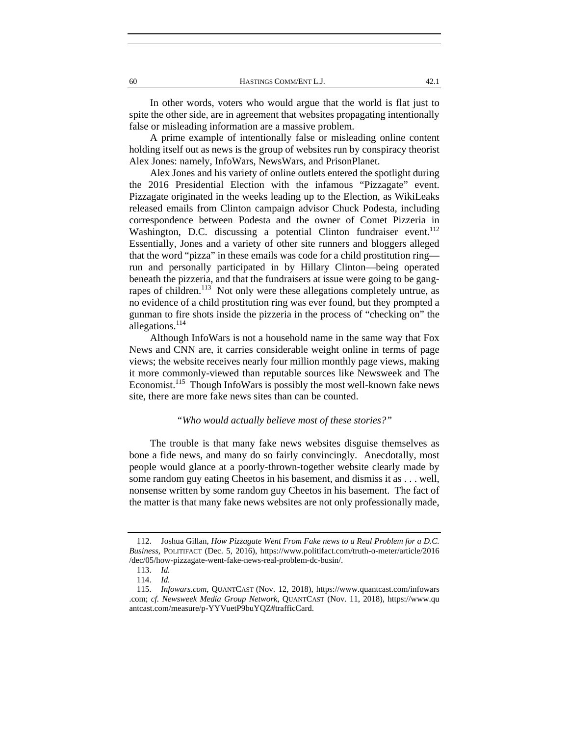In other words, voters who would argue that the world is flat just to spite the other side, are in agreement that websites propagating intentionally false or misleading information are a massive problem.

A prime example of intentionally false or misleading online content holding itself out as news is the group of websites run by conspiracy theorist Alex Jones: namely, InfoWars, NewsWars, and PrisonPlanet.

Alex Jones and his variety of online outlets entered the spotlight during the 2016 Presidential Election with the infamous "Pizzagate" event. Pizzagate originated in the weeks leading up to the Election, as WikiLeaks released emails from Clinton campaign advisor Chuck Podesta, including correspondence between Podesta and the owner of Comet Pizzeria in Washington, D.C. discussing a potential Clinton fundraiser event.[112] Essentially, Jones and a variety of other site runners and bloggers alleged that the word "pizza" in these emails was code for a child prostitution ring—run and personally participated in by Hillary Clinton—being operated beneath the pizzeria, and that the fundraisers at issue were going to be gang-rapes of children.[113] Not only were these allegations completely untrue, as no evidence of a child prostitution ring was ever found, but they prompted a gunman to fire shots inside the pizzeria in the process of "checking on" the allegations.[114]

Although InfoWars is not a household name in the same way that Fox News and CNN are, it carries considerable weight online in terms of page views; the website receives nearly four million monthly page views, making it more commonly-viewed than reputable sources like Newsweek and The Economist.[115] Though InfoWars is possibly the most well-known fake news site, there are more fake news sites than can be counted.

*"Who would actually believe most of these stories?"*

The trouble is that many fake news websites disguise themselves as bone a fide news, and many do so fairly convincingly. Anecdotally, most people would glance at a poorly-thrown-together website clearly made by some random guy eating Cheetos in his basement, and dismiss it as . . . well, nonsense written by some random guy Cheetos in his basement. The fact of the matter is that many fake news websites are not only professionally made,

---

112. Joshua Gillan, *How Pizzagate Went From Fake news to a Real Problem for a D.C. Business*, POLITIFACT (Dec. 5, 2016), https://www.politifact.com/truth-o-meter/article/2016/dec/05/how-pizzagate-went-fake-news-real-problem-dc-busin/.

113. *Id.*

114. *Id.*

115. *Infowars.com*, QUANTCAST (Nov. 12, 2018), https://www.quantcast.com/infowars.com; *cf. Newsweek Media Group Network*, QUANTCAST (Nov. 11, 2018), https://www.quantcast.com/measure/p-YYVuetP9buYQZ#trafficCard.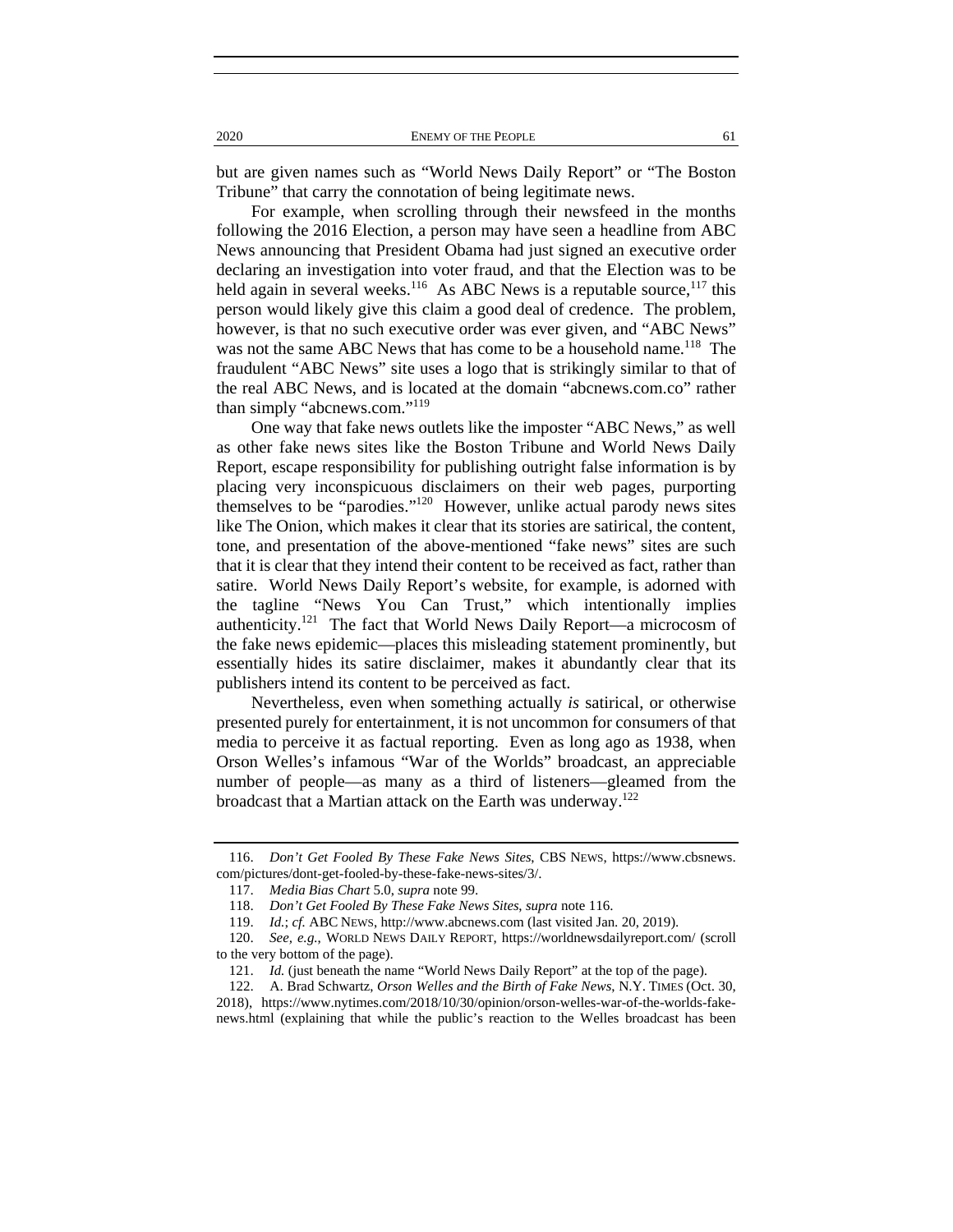but are given names such as "World News Daily Report" or "The Boston Tribune" that carry the connotation of being legitimate news.

For example, when scrolling through their newsfeed in the months following the 2016 Election, a person may have seen a headline from ABC News announcing that President Obama had just signed an executive order declaring an investigation into voter fraud, and that the Election was to be held again in several weeks.[116] As ABC News is a reputable source,[117] this person would likely give this claim a good deal of credence. The problem, however, is that no such executive order was ever given, and "ABC News" was not the same ABC News that has come to be a household name.[118] The fraudulent "ABC News" site uses a logo that is strikingly similar to that of the real ABC News, and is located at the domain "abcnews.com.co" rather than simply "abcnews.com."[119]

One way that fake news outlets like the imposter "ABC News," as well as other fake news sites like the Boston Tribune and World News Daily Report, escape responsibility for publishing outright false information is by placing very inconspicuous disclaimers on their web pages, purporting themselves to be "parodies."[120] However, unlike actual parody news sites like The Onion, which makes it clear that its stories are satirical, the content, tone, and presentation of the above-mentioned "fake news" sites are such that it is clear that they intend their content to be received as fact, rather than satire. World News Daily Report's website, for example, is adorned with the tagline "News You Can Trust," which intentionally implies authenticity.[121] The fact that World News Daily Report—a microcosm of the fake news epidemic—places this misleading statement prominently, but essentially hides its satire disclaimer, makes it abundantly clear that its publishers intend its content to be perceived as fact.

Nevertheless, even when something actually *is* satirical, or otherwise presented purely for entertainment, it is not uncommon for consumers of that media to perceive it as factual reporting. Even as long ago as 1938, when Orson Welles's infamous "War of the Worlds" broadcast, an appreciable number of people—as many as a third of listeners—gleamed from the broadcast that a Martian attack on the Earth was underway.[122]

---

116. *Don't Get Fooled By These Fake News Sites*, CBS NEWS, https://www.cbsnews.com/pictures/dont-get-fooled-by-these-fake-news-sites/3/.

117. *Media Bias Chart* 5.0, *supra* note 99.

118. *Don't Get Fooled By These Fake News Sites*, *supra* note 116.

119. *Id.*; *cf.* ABC NEWS, http://www.abcnews.com (last visited Jan. 20, 2019).

120. *See, e.g.*, WORLD NEWS DAILY REPORT, https://worldnewsdailyreport.com/ (scroll to the very bottom of the page).

121. *Id.* (just beneath the name "World News Daily Report" at the top of the page).

122. A. Brad Schwartz, *Orson Welles and the Birth of Fake News*, N.Y. TIMES (Oct. 30, 2018), https://www.nytimes.com/2018/10/30/opinion/orson-welles-war-of-the-worlds-fake-news.html (explaining that while the public's reaction to the Welles broadcast has been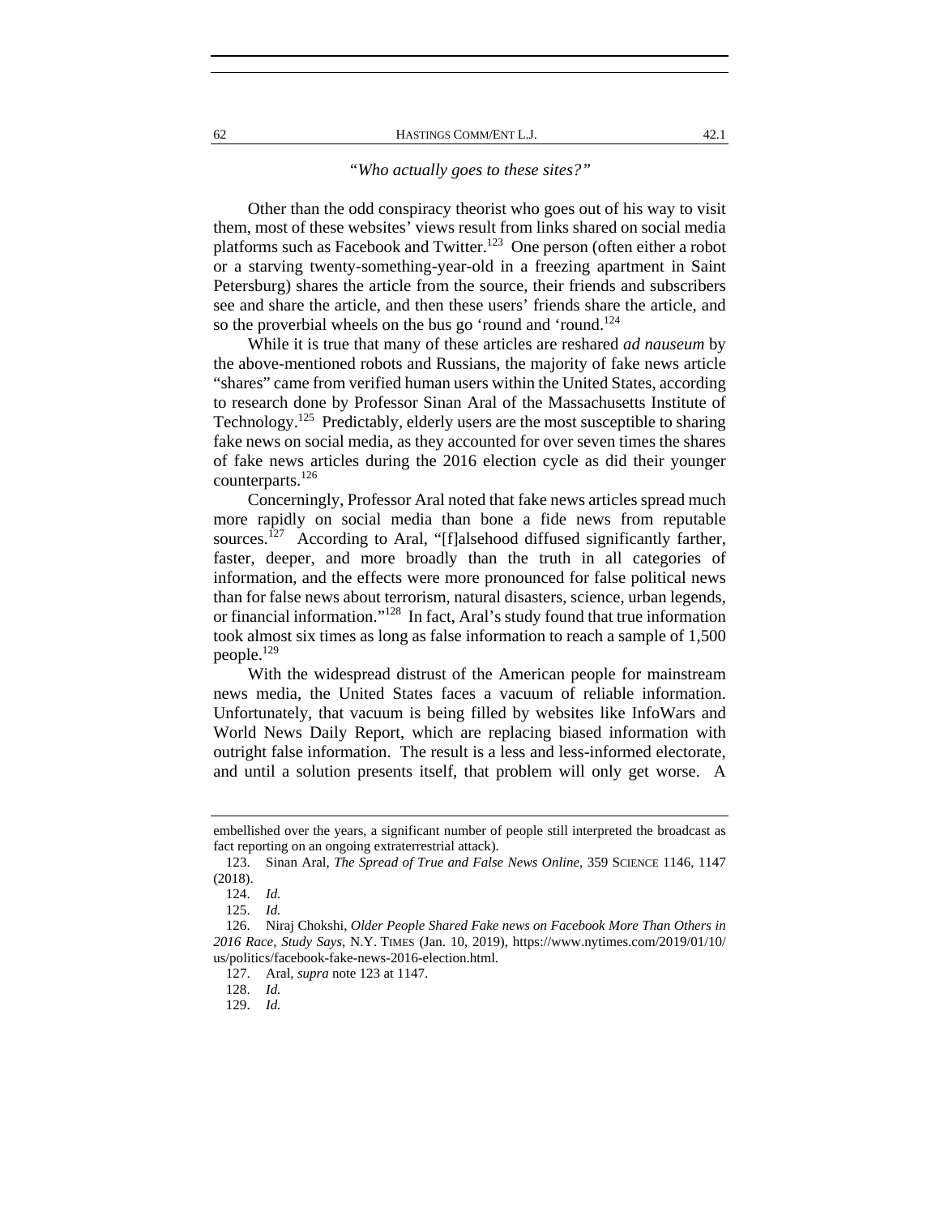*"Who actually goes to these sites?"*

Other than the odd conspiracy theorist who goes out of his way to visit them, most of these websites' views result from links shared on social media platforms such as Facebook and Twitter.[123] One person (often either a robot or a starving twenty-something-year-old in a freezing apartment in Saint Petersburg) shares the article from the source, their friends and subscribers see and share the article, and then these users' friends share the article, and so the proverbial wheels on the bus go 'round and 'round.[124]

While it is true that many of these articles are reshared *ad nauseum* by the above-mentioned robots and Russians, the majority of fake news article "shares" came from verified human users within the United States, according to research done by Professor Sinan Aral of the Massachusetts Institute of Technology.[125] Predictably, elderly users are the most susceptible to sharing fake news on social media, as they accounted for over seven times the shares of fake news articles during the 2016 election cycle as did their younger counterparts.[126]

Concerningly, Professor Aral noted that fake news articles spread much more rapidly on social media than bone a fide news from reputable sources.[127] According to Aral, "[f]alsehood diffused significantly farther, faster, deeper, and more broadly than the truth in all categories of information, and the effects were more pronounced for false political news than for false news about terrorism, natural disasters, science, urban legends, or financial information."[128] In fact, Aral's study found that true information took almost six times as long as false information to reach a sample of 1,500 people.[129]

With the widespread distrust of the American people for mainstream news media, the United States faces a vacuum of reliable information. Unfortunately, that vacuum is being filled by websites like InfoWars and World News Daily Report, which are replacing biased information with outright false information. The result is a less and less-informed electorate, and until a solution presents itself, that problem will only get worse. A

---

embellished over the years, a significant number of people still interpreted the broadcast as fact reporting on an ongoing extraterrestrial attack).

123. Sinan Aral, *The Spread of True and False News Online*, 359 SCIENCE 1146, 1147 (2018).

124. *Id.*

125. *Id.*

126. Niraj Chokshi, *Older People Shared Fake news on Facebook More Than Others in 2016 Race, Study Says*, N.Y. TIMES (Jan. 10, 2019), https://www.nytimes.com/2019/01/10/us/politics/facebook-fake-news-2016-election.html.

127. Aral, *supra* note 123 at 1147.

128. *Id.*

129. *Id.*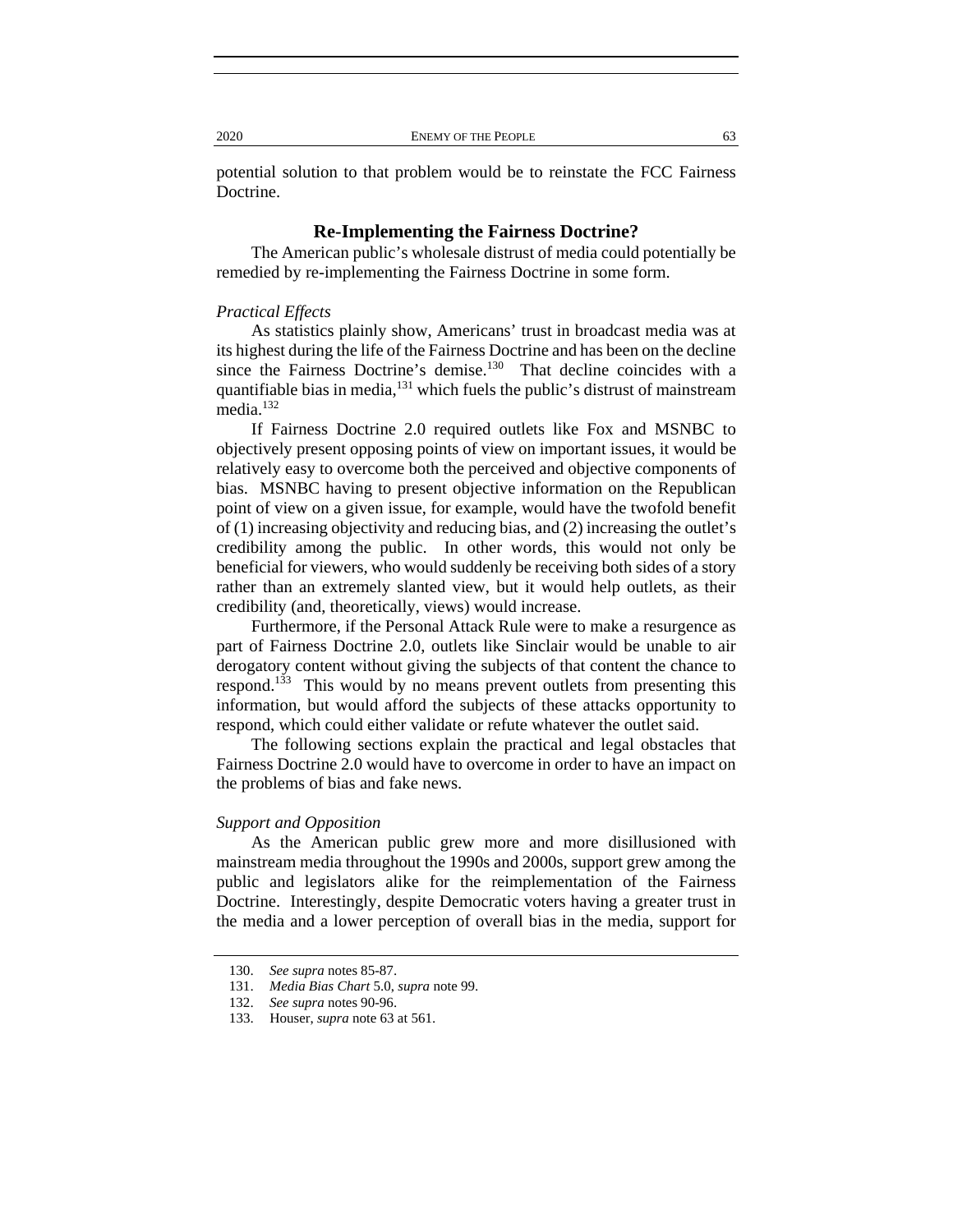potential solution to that problem would be to reinstate the FCC Fairness Doctrine.

## Re-Implementing the Fairness Doctrine?

The American public's wholesale distrust of media could potentially be remedied by re-implementing the Fairness Doctrine in some form.

### *Practical Effects*

As statistics plainly show, Americans' trust in broadcast media was at its highest during the life of the Fairness Doctrine and has been on the decline since the Fairness Doctrine's demise.[130] That decline coincides with a quantifiable bias in media,[131] which fuels the public's distrust of mainstream media.[132]

If Fairness Doctrine 2.0 required outlets like Fox and MSNBC to objectively present opposing points of view on important issues, it would be relatively easy to overcome both the perceived and objective components of bias. MSNBC having to present objective information on the Republican point of view on a given issue, for example, would have the twofold benefit of (1) increasing objectivity and reducing bias, and (2) increasing the outlet's credibility among the public. In other words, this would not only be beneficial for viewers, who would suddenly be receiving both sides of a story rather than an extremely slanted view, but it would help outlets, as their credibility (and, theoretically, views) would increase.

Furthermore, if the Personal Attack Rule were to make a resurgence as part of Fairness Doctrine 2.0, outlets like Sinclair would be unable to air derogatory content without giving the subjects of that content the chance to respond.[133] This would by no means prevent outlets from presenting this information, but would afford the subjects of these attacks opportunity to respond, which could either validate or refute whatever the outlet said.

The following sections explain the practical and legal obstacles that Fairness Doctrine 2.0 would have to overcome in order to have an impact on the problems of bias and fake news.

### *Support and Opposition*

As the American public grew more and more disillusioned with mainstream media throughout the 1990s and 2000s, support grew among the public and legislators alike for the reimplementation of the Fairness Doctrine. Interestingly, despite Democratic voters having a greater trust in the media and a lower perception of overall bias in the media, support for

---

130. *See supra* notes 85-87.

131. *Media Bias Chart* 5.0, *supra* note 99.

132. *See supra* notes 90-96.

133. Houser, *supra* note 63 at 561.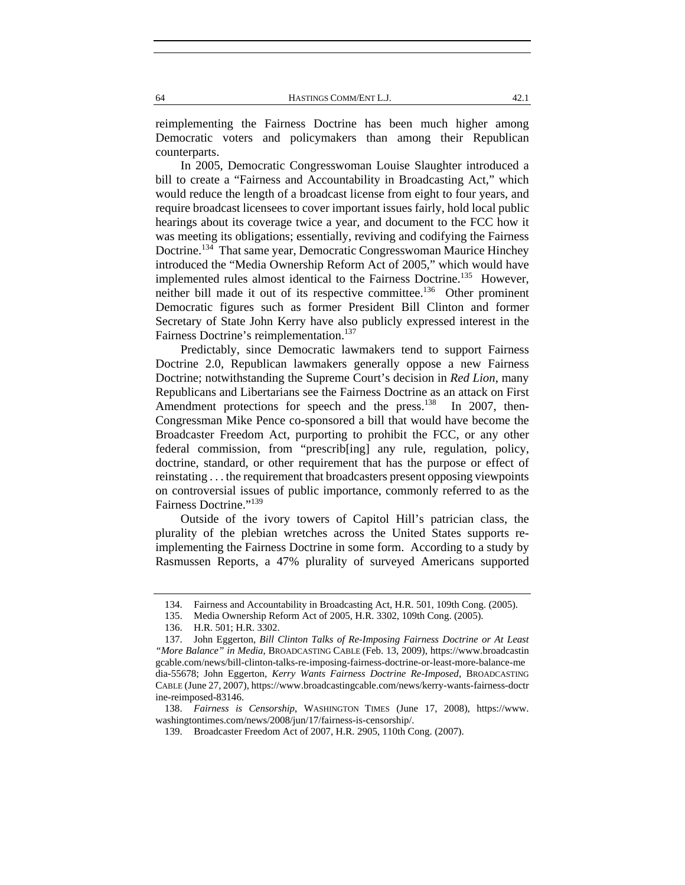reimplementing the Fairness Doctrine has been much higher among Democratic voters and policymakers than among their Republican counterparts.

In 2005, Democratic Congresswoman Louise Slaughter introduced a bill to create a "Fairness and Accountability in Broadcasting Act," which would reduce the length of a broadcast license from eight to four years, and require broadcast licensees to cover important issues fairly, hold local public hearings about its coverage twice a year, and document to the FCC how it was meeting its obligations; essentially, reviving and codifying the Fairness Doctrine.[134] That same year, Democratic Congresswoman Maurice Hinchey introduced the "Media Ownership Reform Act of 2005," which would have implemented rules almost identical to the Fairness Doctrine.[135] However, neither bill made it out of its respective committee.[136] Other prominent Democratic figures such as former President Bill Clinton and former Secretary of State John Kerry have also publicly expressed interest in the Fairness Doctrine's reimplementation.[137]

Predictably, since Democratic lawmakers tend to support Fairness Doctrine 2.0, Republican lawmakers generally oppose a new Fairness Doctrine; notwithstanding the Supreme Court's decision in *Red Lion*, many Republicans and Libertarians see the Fairness Doctrine as an attack on First Amendment protections for speech and the press.[138] In 2007, then-Congressman Mike Pence co-sponsored a bill that would have become the Broadcaster Freedom Act, purporting to prohibit the FCC, or any other federal commission, from "prescrib[ing] any rule, regulation, policy, doctrine, standard, or other requirement that has the purpose or effect of reinstating . . . the requirement that broadcasters present opposing viewpoints on controversial issues of public importance, commonly referred to as the Fairness Doctrine."[139]

Outside of the ivory towers of Capitol Hill's patrician class, the plurality of the plebian wretches across the United States supports re-implementing the Fairness Doctrine in some form. According to a study by Rasmussen Reports, a 47% plurality of surveyed Americans supported

---

134. Fairness and Accountability in Broadcasting Act, H.R. 501, 109th Cong. (2005).

135. Media Ownership Reform Act of 2005, H.R. 3302, 109th Cong. (2005).

136. H.R. 501; H.R. 3302.

137. John Eggerton, *Bill Clinton Talks of Re-Imposing Fairness Doctrine or At Least "More Balance" in Media*, BROADCASTING CABLE (Feb. 13, 2009), https://www.broadcastingcable.com/news/bill-clinton-talks-re-imposing-fairness-doctrine-or-least-more-balance-media-55678; John Eggerton, *Kerry Wants Fairness Doctrine Re-Imposed*, BROADCASTING CABLE (June 27, 2007), https://www.broadcastingcable.com/news/kerry-wants-fairness-doctrine-reimposed-83146.

138. *Fairness is Censorship*, WASHINGTON TIMES (June 17, 2008), https://www.washingtontimes.com/news/2008/jun/17/fairness-is-censorship/.

139. Broadcaster Freedom Act of 2007, H.R. 2905, 110th Cong. (2007).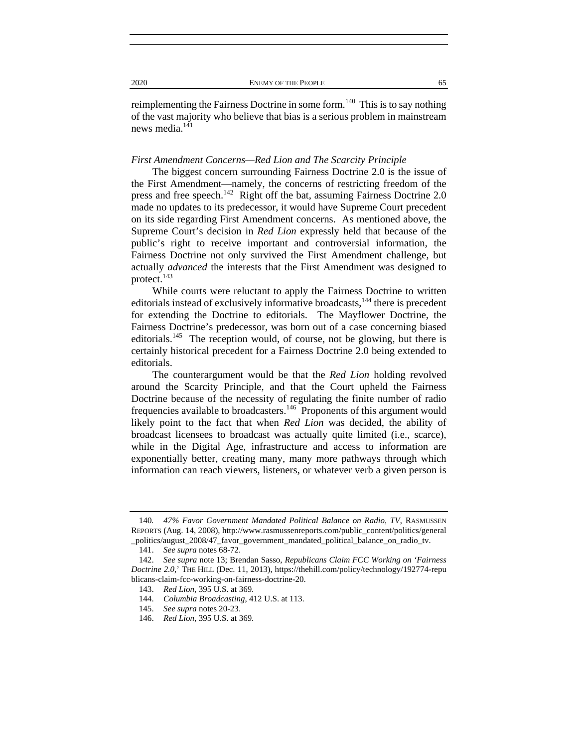reimplementing the Fairness Doctrine in some form.[140] This is to say nothing of the vast majority who believe that bias is a serious problem in mainstream news media.[141]

*First Amendment Concerns—Red Lion and The Scarcity Principle*

The biggest concern surrounding Fairness Doctrine 2.0 is the issue of the First Amendment—namely, the concerns of restricting freedom of the press and free speech.[142] Right off the bat, assuming Fairness Doctrine 2.0 made no updates to its predecessor, it would have Supreme Court precedent on its side regarding First Amendment concerns. As mentioned above, the Supreme Court's decision in *Red Lion* expressly held that because of the public's right to receive important and controversial information, the Fairness Doctrine not only survived the First Amendment challenge, but actually *advanced* the interests that the First Amendment was designed to protect.[143]

While courts were reluctant to apply the Fairness Doctrine to written editorials instead of exclusively informative broadcasts,[144] there is precedent for extending the Doctrine to editorials. The Mayflower Doctrine, the Fairness Doctrine's predecessor, was born out of a case concerning biased editorials.[145] The reception would, of course, not be glowing, but there is certainly historical precedent for a Fairness Doctrine 2.0 being extended to editorials.

The counterargument would be that the *Red Lion* holding revolved around the Scarcity Principle, and that the Court upheld the Fairness Doctrine because of the necessity of regulating the finite number of radio frequencies available to broadcasters.[146] Proponents of this argument would likely point to the fact that when *Red Lion* was decided, the ability of broadcast licensees to broadcast was actually quite limited (i.e., scarce), while in the Digital Age, infrastructure and access to information are exponentially better, creating many, many more pathways through which information can reach viewers, listeners, or whatever verb a given person is

---

140. *47% Favor Government Mandated Political Balance on Radio, TV*, RASMUSSEN REPORTS (Aug. 14, 2008), http://www.rasmussenreports.com/public_content/politics/general_politics/august_2008/47_favor_government_mandated_political_balance_on_radio_tv.

141. *See supra* notes 68-72.

142. *See supra* note 13; Brendan Sasso, *Republicans Claim FCC Working on 'Fairness Doctrine 2.0*,' THE HILL (Dec. 11, 2013), https://thehill.com/policy/technology/192774-republicans-claim-fcc-working-on-fairness-doctrine-20.

143. *Red Lion*, 395 U.S. at 369.

144. *Columbia Broadcasting*, 412 U.S. at 113.

145. *See supra* notes 20-23.

146. *Red Lion*, 395 U.S. at 369.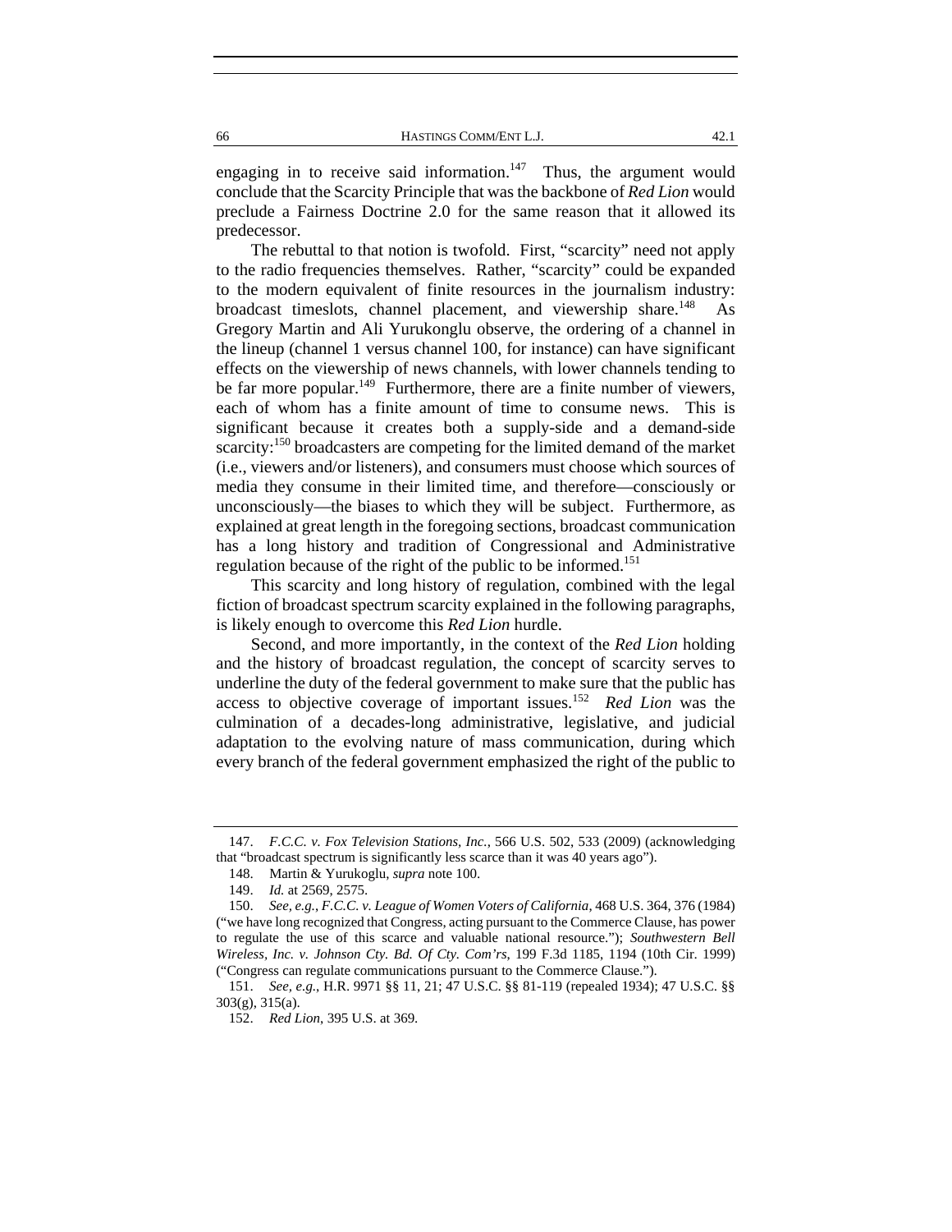engaging in to receive said information.[147] Thus, the argument would conclude that the Scarcity Principle that was the backbone of *Red Lion* would preclude a Fairness Doctrine 2.0 for the same reason that it allowed its predecessor.

The rebuttal to that notion is twofold. First, "scarcity" need not apply to the radio frequencies themselves. Rather, "scarcity" could be expanded to the modern equivalent of finite resources in the journalism industry: broadcast timeslots, channel placement, and viewership share.[148] As Gregory Martin and Ali Yurukonglu observe, the ordering of a channel in the lineup (channel 1 versus channel 100, for instance) can have significant effects on the viewership of news channels, with lower channels tending to be far more popular.[149] Furthermore, there are a finite number of viewers, each of whom has a finite amount of time to consume news. This is significant because it creates both a supply-side and a demand-side scarcity:[150] broadcasters are competing for the limited demand of the market (i.e., viewers and/or listeners), and consumers must choose which sources of media they consume in their limited time, and therefore—consciously or unconsciously—the biases to which they will be subject. Furthermore, as explained at great length in the foregoing sections, broadcast communication has a long history and tradition of Congressional and Administrative regulation because of the right of the public to be informed.[151]

This scarcity and long history of regulation, combined with the legal fiction of broadcast spectrum scarcity explained in the following paragraphs, is likely enough to overcome this *Red Lion* hurdle.

Second, and more importantly, in the context of the *Red Lion* holding and the history of broadcast regulation, the concept of scarcity serves to underline the duty of the federal government to make sure that the public has access to objective coverage of important issues.[152] *Red Lion* was the culmination of a decades-long administrative, legislative, and judicial adaptation to the evolving nature of mass communication, during which every branch of the federal government emphasized the right of the public to

---

147. *F.C.C. v. Fox Television Stations, Inc.*, 566 U.S. 502, 533 (2009) (acknowledging that "broadcast spectrum is significantly less scarce than it was 40 years ago").

148. Martin & Yurukoglu, *supra* note 100.

149. *Id.* at 2569, 2575.

150. *See, e.g.*, *F.C.C. v. League of Women Voters of California*, 468 U.S. 364, 376 (1984) ("we have long recognized that Congress, acting pursuant to the Commerce Clause, has power to regulate the use of this scarce and valuable national resource."); *Southwestern Bell Wireless, Inc. v. Johnson Cty. Bd. Of Cty. Com'rs*, 199 F.3d 1185, 1194 (10th Cir. 1999) ("Congress can regulate communications pursuant to the Commerce Clause.").

151. *See, e.g.*, H.R. 9971 §§ 11, 21; 47 U.S.C. §§ 81-119 (repealed 1934); 47 U.S.C. §§ 303(g), 315(a).

152. *Red Lion*, 395 U.S. at 369.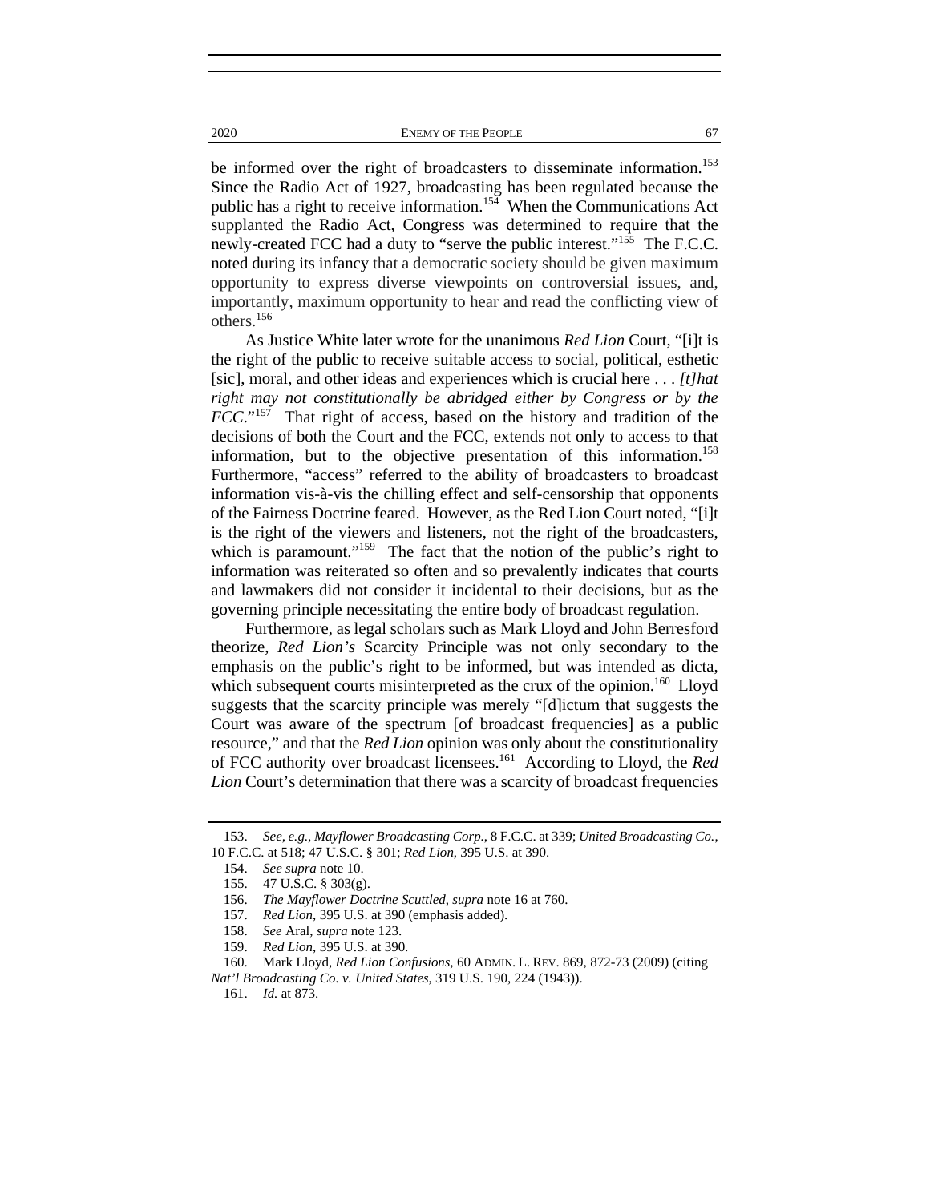be informed over the right of broadcasters to disseminate information.[153] Since the Radio Act of 1927, broadcasting has been regulated because the public has a right to receive information.[154] When the Communications Act supplanted the Radio Act, Congress was determined to require that the newly-created FCC had a duty to "serve the public interest."[155] The F.C.C. noted during its infancy that a democratic society should be given maximum opportunity to express diverse viewpoints on controversial issues, and, importantly, maximum opportunity to hear and read the conflicting view of others.[156]

As Justice White later wrote for the unanimous *Red Lion* Court, "[i]t is the right of the public to receive suitable access to social, political, esthetic [sic], moral, and other ideas and experiences which is crucial here . . . *[t]hat right may not constitutionally be abridged either by Congress or by the FCC*."[157] That right of access, based on the history and tradition of the decisions of both the Court and the FCC, extends not only to access to that information, but to the objective presentation of this information.[158] Furthermore, "access" referred to the ability of broadcasters to broadcast information vis-à-vis the chilling effect and self-censorship that opponents of the Fairness Doctrine feared. However, as the Red Lion Court noted, "[i]t is the right of the viewers and listeners, not the right of the broadcasters, which is paramount."[159] The fact that the notion of the public's right to information was reiterated so often and so prevalently indicates that courts and lawmakers did not consider it incidental to their decisions, but as the governing principle necessitating the entire body of broadcast regulation.

Furthermore, as legal scholars such as Mark Lloyd and John Berresford theorize, *Red Lion's* Scarcity Principle was not only secondary to the emphasis on the public's right to be informed, but was intended as dicta, which subsequent courts misinterpreted as the crux of the opinion.[160] Lloyd suggests that the scarcity principle was merely "[d]ictum that suggests the Court was aware of the spectrum [of broadcast frequencies] as a public resource," and that the *Red Lion* opinion was only about the constitutionality of FCC authority over broadcast licensees.[161] According to Lloyd, the *Red Lion* Court's determination that there was a scarcity of broadcast frequencies

---

153. *See, e.g.*, *Mayflower Broadcasting Corp.*, 8 F.C.C. at 339; *United Broadcasting Co.*, 10 F.C.C. at 518; 47 U.S.C. § 301; *Red Lion*, 395 U.S. at 390.

154. *See supra* note 10.

155. 47 U.S.C. § 303(g).

156. *The Mayflower Doctrine Scuttled*, *supra* note 16 at 760.

157. *Red Lion*, 395 U.S. at 390 (emphasis added).

158. *See* Aral, *supra* note 123.

159. *Red Lion*, 395 U.S. at 390.

160. Mark Lloyd, *Red Lion Confusions*, 60 ADMIN. L. REV. 869, 872-73 (2009) (citing *Nat'l Broadcasting Co. v. United States*, 319 U.S. 190, 224 (1943)).

161. *Id.* at 873.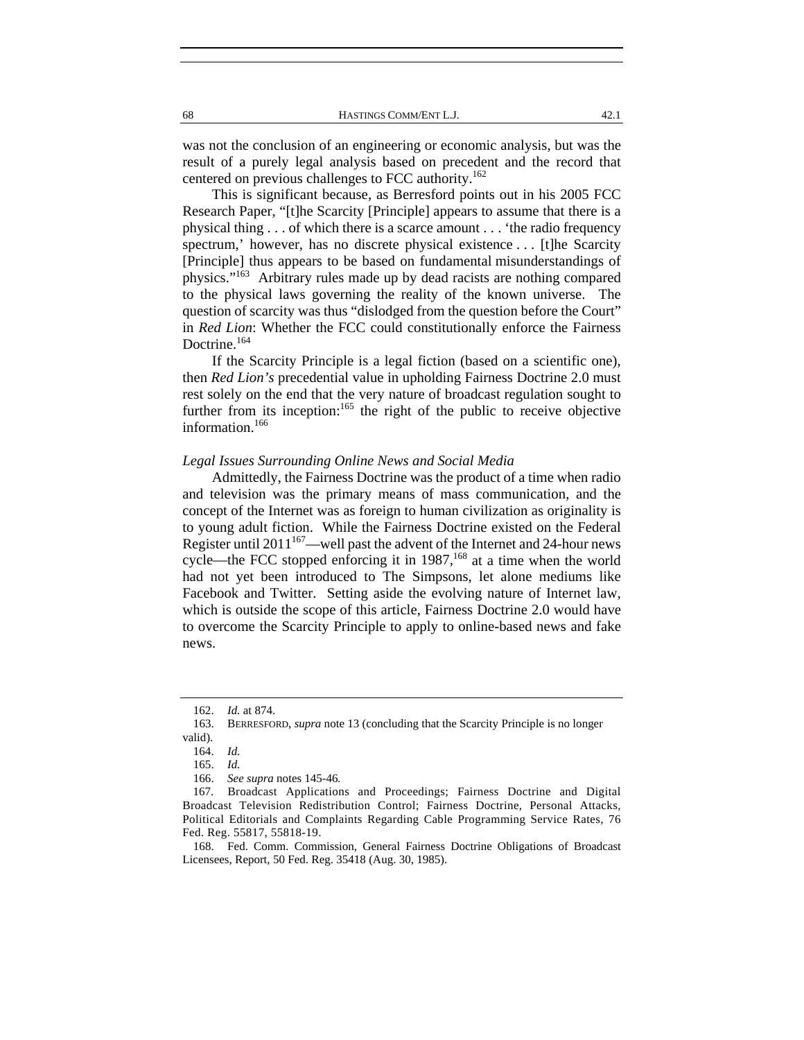was not the conclusion of an engineering or economic analysis, but was the result of a purely legal analysis based on precedent and the record that centered on previous challenges to FCC authority.[162]

This is significant because, as Berresford points out in his 2005 FCC Research Paper, "[t]he Scarcity [Principle] appears to assume that there is a physical thing . . . of which there is a scarce amount . . . 'the radio frequency spectrum,' however, has no discrete physical existence . . . [t]he Scarcity [Principle] thus appears to be based on fundamental misunderstandings of physics."[163] Arbitrary rules made up by dead racists are nothing compared to the physical laws governing the reality of the known universe. The question of scarcity was thus "dislodged from the question before the Court" in *Red Lion*: Whether the FCC could constitutionally enforce the Fairness Doctrine.[164]

If the Scarcity Principle is a legal fiction (based on a scientific one), then *Red Lion's* precedential value in upholding Fairness Doctrine 2.0 must rest solely on the end that the very nature of broadcast regulation sought to further from its inception:[165] the right of the public to receive objective information.[166]

*Legal Issues Surrounding Online News and Social Media*

Admittedly, the Fairness Doctrine was the product of a time when radio and television was the primary means of mass communication, and the concept of the Internet was as foreign to human civilization as originality is to young adult fiction. While the Fairness Doctrine existed on the Federal Register until 2011[167]—well past the advent of the Internet and 24-hour news cycle—the FCC stopped enforcing it in 1987,[168] at a time when the world had not yet been introduced to The Simpsons, let alone mediums like Facebook and Twitter. Setting aside the evolving nature of Internet law, which is outside the scope of this article, Fairness Doctrine 2.0 would have to overcome the Scarcity Principle to apply to online-based news and fake news.

---

162. *Id.* at 874.

163. BERRESFORD, *supra* note 13 (concluding that the Scarcity Principle is no longer valid).

164. *Id.*

165. *Id.*

166. *See supra* notes 145-46.

167. Broadcast Applications and Proceedings; Fairness Doctrine and Digital Broadcast Television Redistribution Control; Fairness Doctrine, Personal Attacks, Political Editorials and Complaints Regarding Cable Programming Service Rates, 76 Fed. Reg. 55817, 55818-19.

168. Fed. Comm. Commission, General Fairness Doctrine Obligations of Broadcast Licensees, Report, 50 Fed. Reg. 35418 (Aug. 30, 1985).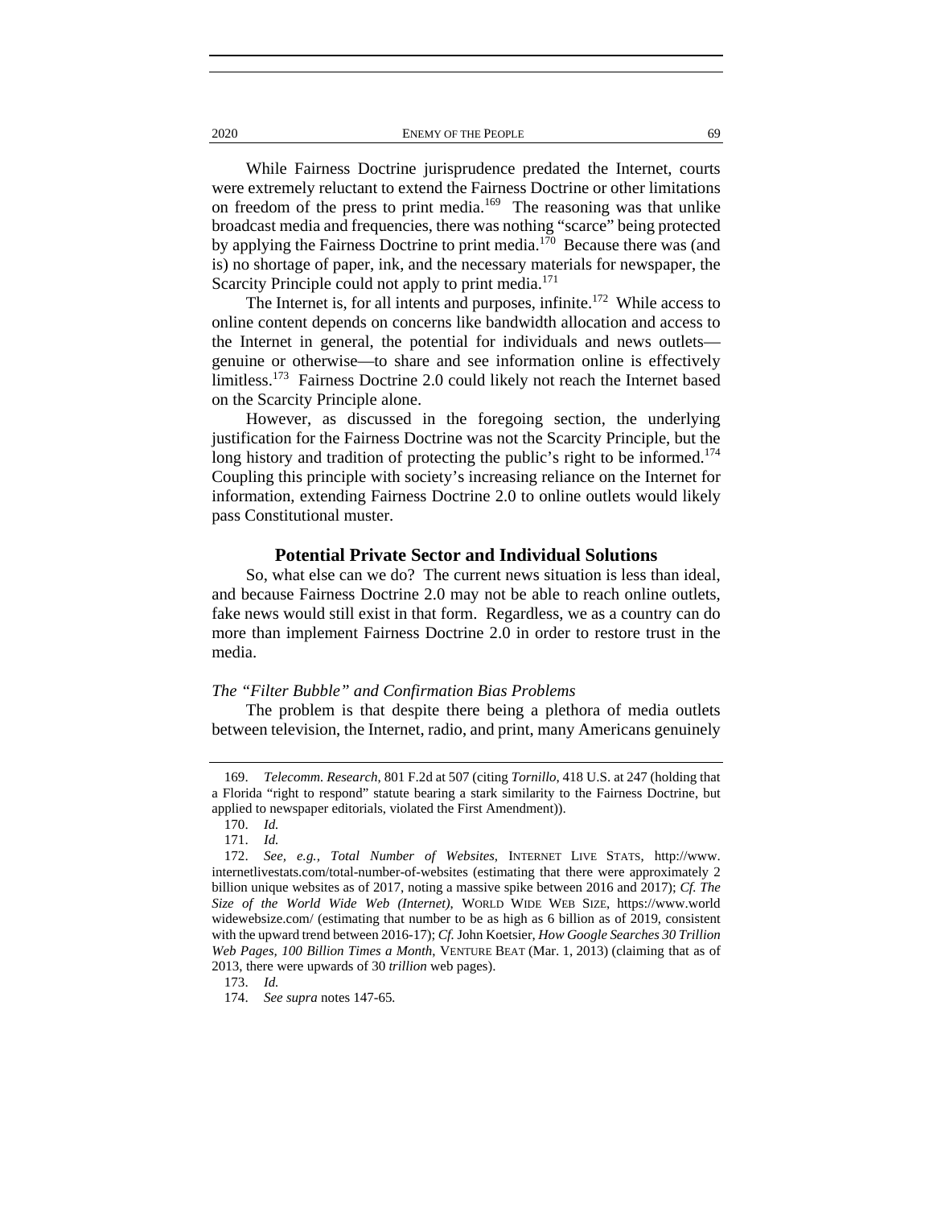While Fairness Doctrine jurisprudence predated the Internet, courts were extremely reluctant to extend the Fairness Doctrine or other limitations on freedom of the press to print media.[169] The reasoning was that unlike broadcast media and frequencies, there was nothing "scarce" being protected by applying the Fairness Doctrine to print media.[170] Because there was (and is) no shortage of paper, ink, and the necessary materials for newspaper, the Scarcity Principle could not apply to print media.[171]

The Internet is, for all intents and purposes, infinite.[172] While access to online content depends on concerns like bandwidth allocation and access to the Internet in general, the potential for individuals and news outlets—genuine or otherwise—to share and see information online is effectively limitless.[173] Fairness Doctrine 2.0 could likely not reach the Internet based on the Scarcity Principle alone.

However, as discussed in the foregoing section, the underlying justification for the Fairness Doctrine was not the Scarcity Principle, but the long history and tradition of protecting the public's right to be informed.[174] Coupling this principle with society's increasing reliance on the Internet for information, extending Fairness Doctrine 2.0 to online outlets would likely pass Constitutional muster.

## Potential Private Sector and Individual Solutions

So, what else can we do? The current news situation is less than ideal, and because Fairness Doctrine 2.0 may not be able to reach online outlets, fake news would still exist in that form. Regardless, we as a country can do more than implement Fairness Doctrine 2.0 in order to restore trust in the media.

### *The "Filter Bubble" and Confirmation Bias Problems*

The problem is that despite there being a plethora of media outlets between television, the Internet, radio, and print, many Americans genuinely

---

169. *Telecomm. Research*, 801 F.2d at 507 (citing *Tornillo*, 418 U.S. at 247 (holding that a Florida "right to respond" statute bearing a stark similarity to the Fairness Doctrine, but applied to newspaper editorials, violated the First Amendment)).

170. *Id.*

171. *Id.*

172. *See, e.g.*, *Total Number of Websites*, INTERNET LIVE STATS, http://www.internetlivestats.com/total-number-of-websites (estimating that there were approximately 2 billion unique websites as of 2017, noting a massive spike between 2016 and 2017); *Cf. The Size of the World Wide Web (Internet)*, WORLD WIDE WEB SIZE, https://www.worldwidewebsize.com/ (estimating that number to be as high as 6 billion as of 2019, consistent with the upward trend between 2016-17); *Cf.* John Koetsier, *How Google Searches 30 Trillion Web Pages, 100 Billion Times a Month*, VENTURE BEAT (Mar. 1, 2013) (claiming that as of 2013, there were upwards of 30 *trillion* web pages).

173. *Id.*

174. *See supra* notes 147-65.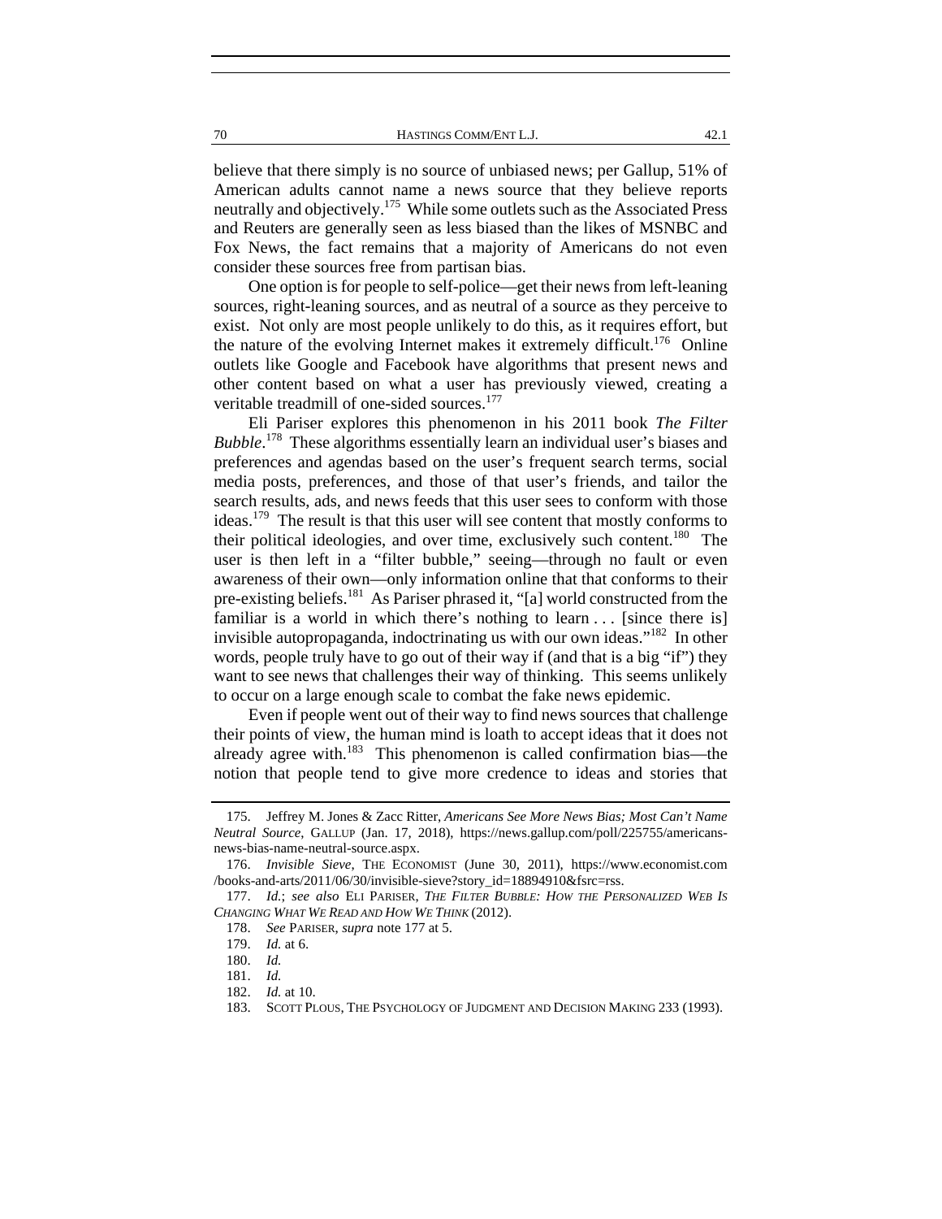believe that there simply is no source of unbiased news; per Gallup, 51% of American adults cannot name a news source that they believe reports neutrally and objectively.[175] While some outlets such as the Associated Press and Reuters are generally seen as less biased than the likes of MSNBC and Fox News, the fact remains that a majority of Americans do not even consider these sources free from partisan bias.

One option is for people to self-police—get their news from left-leaning sources, right-leaning sources, and as neutral of a source as they perceive to exist. Not only are most people unlikely to do this, as it requires effort, but the nature of the evolving Internet makes it extremely difficult.[176] Online outlets like Google and Facebook have algorithms that present news and other content based on what a user has previously viewed, creating a veritable treadmill of one-sided sources.[177]

Eli Pariser explores this phenomenon in his 2011 book *The Filter Bubble*.[178] These algorithms essentially learn an individual user's biases and preferences and agendas based on the user's frequent search terms, social media posts, preferences, and those of that user's friends, and tailor the search results, ads, and news feeds that this user sees to conform with those ideas.[179] The result is that this user will see content that mostly conforms to their political ideologies, and over time, exclusively such content.[180] The user is then left in a "filter bubble," seeing—through no fault or even awareness of their own—only information online that that conforms to their pre-existing beliefs.[181] As Pariser phrased it, "[a] world constructed from the familiar is a world in which there's nothing to learn . . . [since there is] invisible autopropaganda, indoctrinating us with our own ideas."[182] In other words, people truly have to go out of their way if (and that is a big "if") they want to see news that challenges their way of thinking. This seems unlikely to occur on a large enough scale to combat the fake news epidemic.

Even if people went out of their way to find news sources that challenge their points of view, the human mind is loath to accept ideas that it does not already agree with.[183] This phenomenon is called confirmation bias—the notion that people tend to give more credence to ideas and stories that

---

175. Jeffrey M. Jones & Zacc Ritter, *Americans See More News Bias; Most Can't Name Neutral Source*, GALLUP (Jan. 17, 2018), https://news.gallup.com/poll/225755/americans-news-bias-name-neutral-source.aspx.

176. *Invisible Sieve*, THE ECONOMIST (June 30, 2011), https://www.economist.com/books-and-arts/2011/06/30/invisible-sieve?story_id=18894910&fsrc=rss.

177. *Id.*; *see also* ELI PARISER, *THE FILTER BUBBLE: HOW THE PERSONALIZED WEB IS CHANGING WHAT WE READ AND HOW WE THINK* (2012).

178. *See* PARISER, *supra* note 177 at 5.

179. *Id.* at 6.

180. *Id.*

181. *Id.*

182. *Id.* at 10.

183. SCOTT PLOUS, THE PSYCHOLOGY OF JUDGMENT AND DECISION MAKING 233 (1993).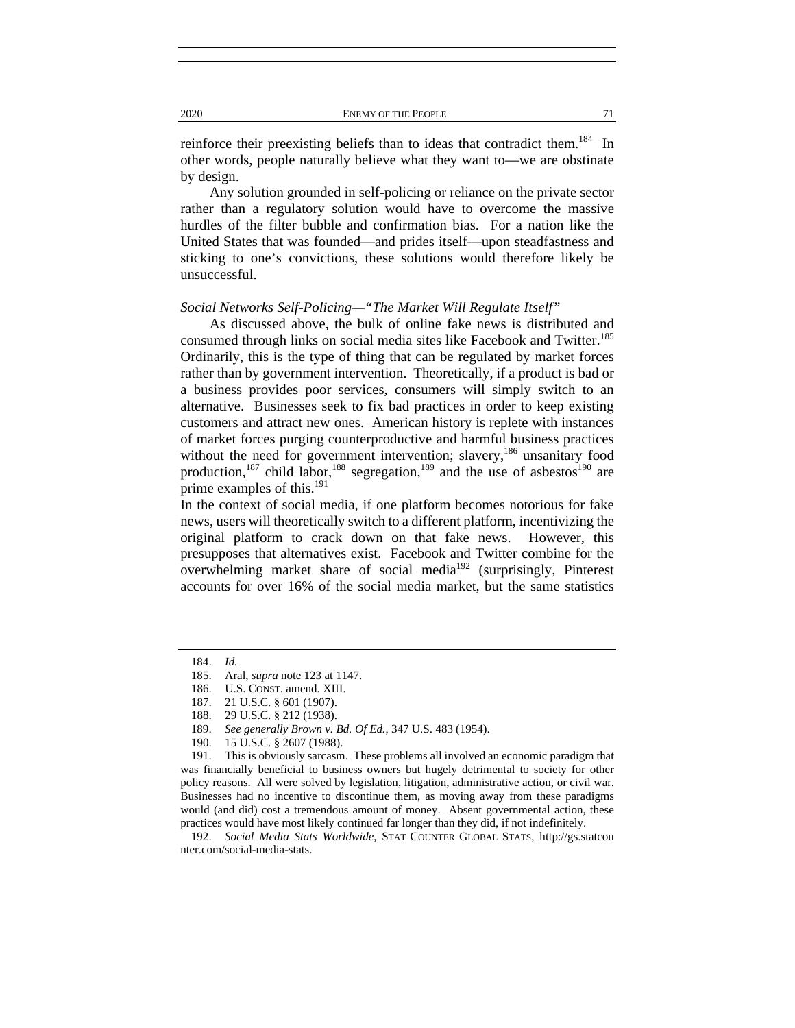reinforce their preexisting beliefs than to ideas that contradict them.[184] In other words, people naturally believe what they want to—we are obstinate by design.

Any solution grounded in self-policing or reliance on the private sector rather than a regulatory solution would have to overcome the massive hurdles of the filter bubble and confirmation bias. For a nation like the United States that was founded—and prides itself—upon steadfastness and sticking to one's convictions, these solutions would therefore likely be unsuccessful.

*Social Networks Self-Policing—"The Market Will Regulate Itself"*

As discussed above, the bulk of online fake news is distributed and consumed through links on social media sites like Facebook and Twitter.[185] Ordinarily, this is the type of thing that can be regulated by market forces rather than by government intervention. Theoretically, if a product is bad or a business provides poor services, consumers will simply switch to an alternative. Businesses seek to fix bad practices in order to keep existing customers and attract new ones. American history is replete with instances of market forces purging counterproductive and harmful business practices without the need for government intervention; slavery,[186] unsanitary food production,[187] child labor,[188] segregation,[189] and the use of asbestos[190] are prime examples of this.[191]

In the context of social media, if one platform becomes notorious for fake news, users will theoretically switch to a different platform, incentivizing the original platform to crack down on that fake news. However, this presupposes that alternatives exist. Facebook and Twitter combine for the overwhelming market share of social media[192] (surprisingly, Pinterest accounts for over 16% of the social media market, but the same statistics

---

184. *Id.*

185. Aral, *supra* note 123 at 1147.

186. U.S. CONST. amend. XIII.

187. 21 U.S.C. § 601 (1907).

188. 29 U.S.C. § 212 (1938).

189. *See generally Brown v. Bd. Of Ed.*, 347 U.S. 483 (1954).

190. 15 U.S.C. § 2607 (1988).

191. This is obviously sarcasm. These problems all involved an economic paradigm that was financially beneficial to business owners but hugely detrimental to society for other policy reasons. All were solved by legislation, litigation, administrative action, or civil war. Businesses had no incentive to discontinue them, as moving away from these paradigms would (and did) cost a tremendous amount of money. Absent governmental action, these practices would have most likely continued far longer than they did, if not indefinitely.

192. *Social Media Stats Worldwide*, STAT COUNTER GLOBAL STATS, http://gs.statcounter.com/social-media-stats.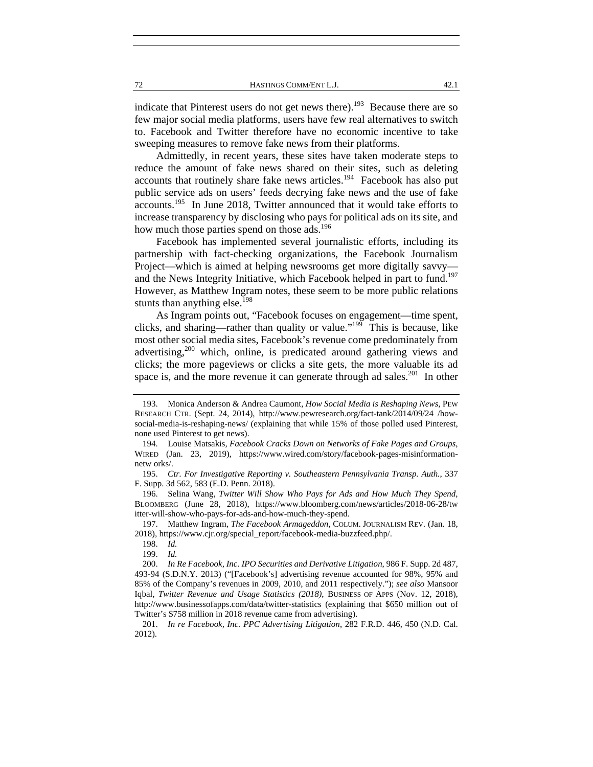indicate that Pinterest users do not get news there).[193] Because there are so few major social media platforms, users have few real alternatives to switch to. Facebook and Twitter therefore have no economic incentive to take sweeping measures to remove fake news from their platforms.

Admittedly, in recent years, these sites have taken moderate steps to reduce the amount of fake news shared on their sites, such as deleting accounts that routinely share fake news articles.[194] Facebook has also put public service ads on users' feeds decrying fake news and the use of fake accounts.[195] In June 2018, Twitter announced that it would take efforts to increase transparency by disclosing who pays for political ads on its site, and how much those parties spend on those ads.[196]

Facebook has implemented several journalistic efforts, including its partnership with fact-checking organizations, the Facebook Journalism Project—which is aimed at helping newsrooms get more digitally savvy—and the News Integrity Initiative, which Facebook helped in part to fund.[197] However, as Matthew Ingram notes, these seem to be more public relations stunts than anything else.[198]

As Ingram points out, "Facebook focuses on engagement—time spent, clicks, and sharing—rather than quality or value."[199] This is because, like most other social media sites, Facebook's revenue come predominately from advertising,[200] which, online, is predicated around gathering views and clicks; the more pageviews or clicks a site gets, the more valuable its ad space is, and the more revenue it can generate through ad sales.[201] In other

---

193. Monica Anderson & Andrea Caumont, *How Social Media is Reshaping News*, PEW RESEARCH CTR. (Sept. 24, 2014), http://www.pewresearch.org/fact-tank/2014/09/24 /how-social-media-is-reshaping-news/ (explaining that while 15% of those polled used Pinterest, none used Pinterest to get news).

194. Louise Matsakis, *Facebook Cracks Down on Networks of Fake Pages and Groups*, WIRED (Jan. 23, 2019), https://www.wired.com/story/facebook-pages-misinformation-netw orks/.

195. *Ctr. For Investigative Reporting v. Southeastern Pennsylvania Transp. Auth.*, 337 F. Supp. 3d 562, 583 (E.D. Penn. 2018).

196. Selina Wang, *Twitter Will Show Who Pays for Ads and How Much They Spend*, BLOOMBERG (June 28, 2018), https://www.bloomberg.com/news/articles/2018-06-28/tw itter-will-show-who-pays-for-ads-and-how-much-they-spend.

197. Matthew Ingram, *The Facebook Armageddon*, COLUM. JOURNALISM REV. (Jan. 18, 2018), https://www.cjr.org/special_report/facebook-media-buzzfeed.php/.

198. *Id.*

199. *Id.*

200. *In Re Facebook, Inc. IPO Securities and Derivative Litigation*, 986 F. Supp. 2d 487, 493-94 (S.D.N.Y. 2013) ("[Facebook's] advertising revenue accounted for 98%, 95% and 85% of the Company's revenues in 2009, 2010, and 2011 respectively."); *see also* Mansoor Iqbal, *Twitter Revenue and Usage Statistics (2018)*, BUSINESS OF APPS (Nov. 12, 2018), http://www.businessofapps.com/data/twitter-statistics (explaining that $650 million out of Twitter's $758 million in 2018 revenue came from advertising).

201. *In re Facebook, Inc. PPC Advertising Litigation*, 282 F.R.D. 446, 450 (N.D. Cal. 2012).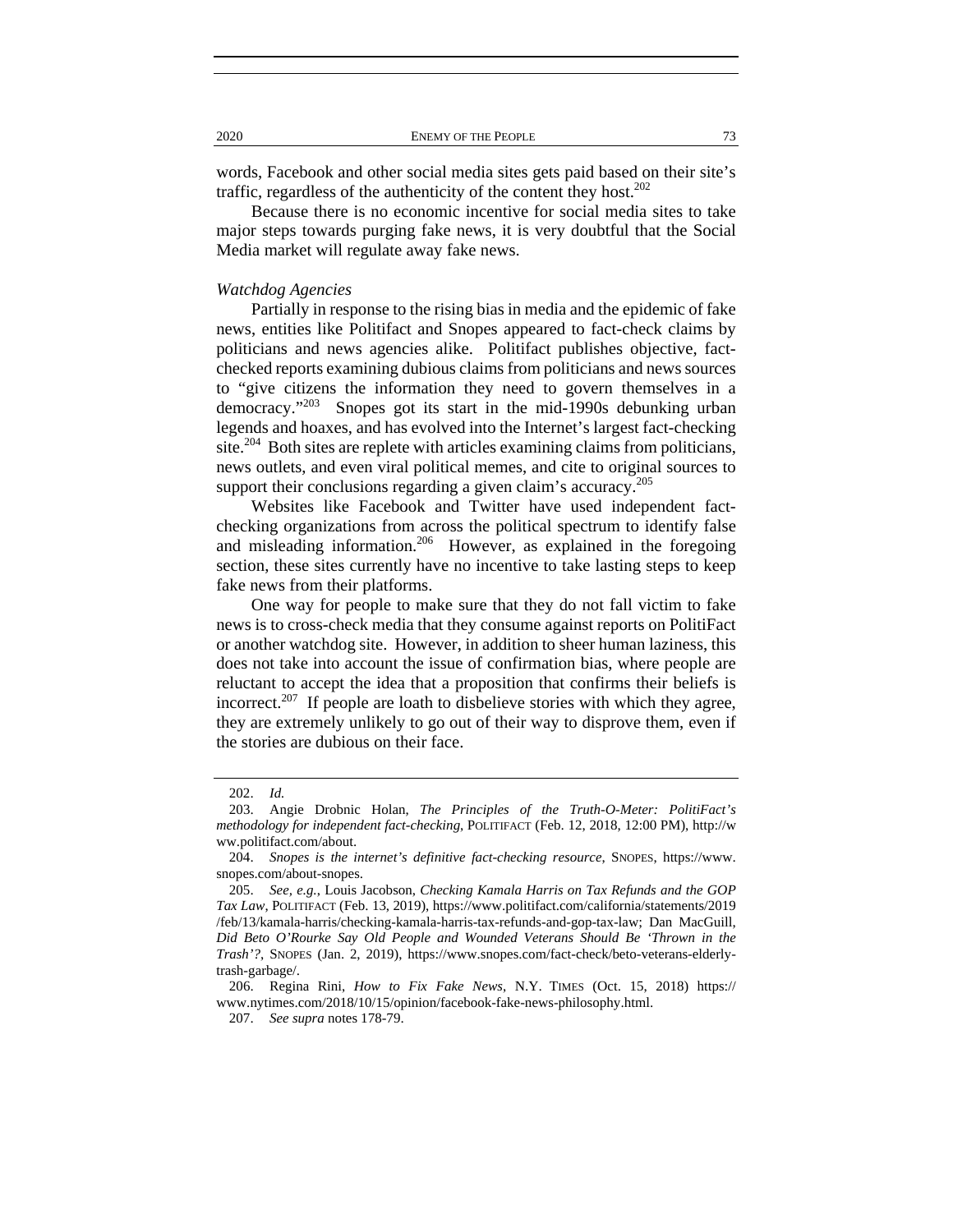words, Facebook and other social media sites gets paid based on their site's traffic, regardless of the authenticity of the content they host.[202]

Because there is no economic incentive for social media sites to take major steps towards purging fake news, it is very doubtful that the Social Media market will regulate away fake news.

*Watchdog Agencies*

Partially in response to the rising bias in media and the epidemic of fake news, entities like Politifact and Snopes appeared to fact-check claims by politicians and news agencies alike. Politifact publishes objective, fact-checked reports examining dubious claims from politicians and news sources to "give citizens the information they need to govern themselves in a democracy."[203] Snopes got its start in the mid-1990s debunking urban legends and hoaxes, and has evolved into the Internet's largest fact-checking site.[204] Both sites are replete with articles examining claims from politicians, news outlets, and even viral political memes, and cite to original sources to support their conclusions regarding a given claim's accuracy.[205]

Websites like Facebook and Twitter have used independent fact-checking organizations from across the political spectrum to identify false and misleading information.[206] However, as explained in the foregoing section, these sites currently have no incentive to take lasting steps to keep fake news from their platforms.

One way for people to make sure that they do not fall victim to fake news is to cross-check media that they consume against reports on PolitiFact or another watchdog site. However, in addition to sheer human laziness, this does not take into account the issue of confirmation bias, where people are reluctant to accept the idea that a proposition that confirms their beliefs is incorrect.[207] If people are loath to disbelieve stories with which they agree, they are extremely unlikely to go out of their way to disprove them, even if the stories are dubious on their face.

---

202. *Id.*

203. Angie Drobnic Holan, *The Principles of the Truth-O-Meter: PolitiFact's methodology for independent fact-checking*, POLITIFACT (Feb. 12, 2018, 12:00 PM), http://www.politifact.com/about.

204. *Snopes is the internet's definitive fact-checking resource*, SNOPES, https://www.snopes.com/about-snopes.

205. *See, e.g.*, Louis Jacobson, *Checking Kamala Harris on Tax Refunds and the GOP Tax Law*, POLITIFACT (Feb. 13, 2019), https://www.politifact.com/california/statements/2019/feb/13/kamala-harris/checking-kamala-harris-tax-refunds-and-gop-tax-law; Dan MacGuill, *Did Beto O'Rourke Say Old People and Wounded Veterans Should Be 'Thrown in the Trash'?*, SNOPES (Jan. 2, 2019), https://www.snopes.com/fact-check/beto-veterans-elderly-trash-garbage/.

206. Regina Rini, *How to Fix Fake News*, N.Y. TIMES (Oct. 15, 2018) https://www.nytimes.com/2018/10/15/opinion/facebook-fake-news-philosophy.html.

207. *See supra* notes 178-79.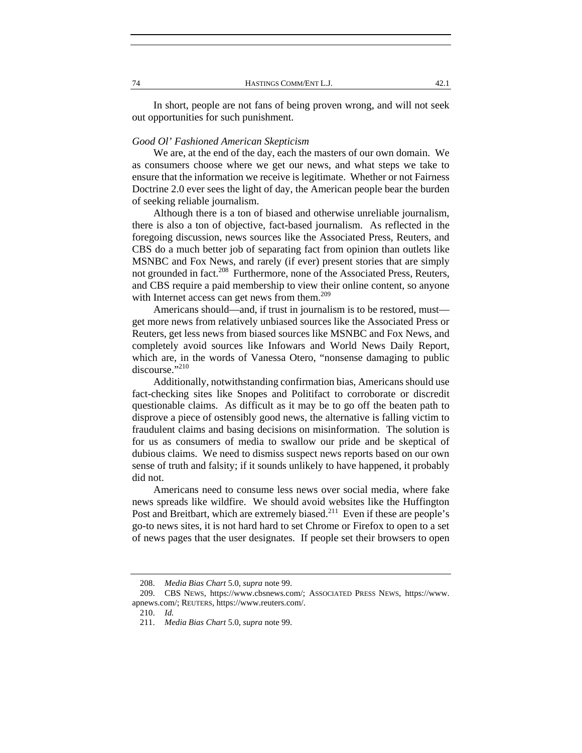In short, people are not fans of being proven wrong, and will not seek out opportunities for such punishment.

### *Good Ol' Fashioned American Skepticism*

We are, at the end of the day, each the masters of our own domain. We as consumers choose where we get our news, and what steps we take to ensure that the information we receive is legitimate. Whether or not Fairness Doctrine 2.0 ever sees the light of day, the American people bear the burden of seeking reliable journalism.

Although there is a ton of biased and otherwise unreliable journalism, there is also a ton of objective, fact-based journalism. As reflected in the foregoing discussion, news sources like the Associated Press, Reuters, and CBS do a much better job of separating fact from opinion than outlets like MSNBC and Fox News, and rarely (if ever) present stories that are simply not grounded in fact.[208] Furthermore, none of the Associated Press, Reuters, and CBS require a paid membership to view their online content, so anyone with Internet access can get news from them.[209]

Americans should—and, if trust in journalism is to be restored, must—get more news from relatively unbiased sources like the Associated Press or Reuters, get less news from biased sources like MSNBC and Fox News, and completely avoid sources like Infowars and World News Daily Report, which are, in the words of Vanessa Otero, "nonsense damaging to public discourse."[210]

Additionally, notwithstanding confirmation bias, Americans should use fact-checking sites like Snopes and Politifact to corroborate or discredit questionable claims. As difficult as it may be to go off the beaten path to disprove a piece of ostensibly good news, the alternative is falling victim to fraudulent claims and basing decisions on misinformation. The solution is for us as consumers of media to swallow our pride and be skeptical of dubious claims. We need to dismiss suspect news reports based on our own sense of truth and falsity; if it sounds unlikely to have happened, it probably did not.

Americans need to consume less news over social media, where fake news spreads like wildfire. We should avoid websites like the Huffington Post and Breitbart, which are extremely biased.[211] Even if these are people's go-to news sites, it is not hard hard to set Chrome or Firefox to open to a set of news pages that the user designates. If people set their browsers to open

---

208. *Media Bias Chart* 5.0, *supra* note 99.

209. CBS NEWS, https://www.cbsnews.com/; ASSOCIATED PRESS NEWS, https://www.apnews.com/; REUTERS, https://www.reuters.com/.

210. *Id.*

211. *Media Bias Chart* 5.0, *supra* note 99.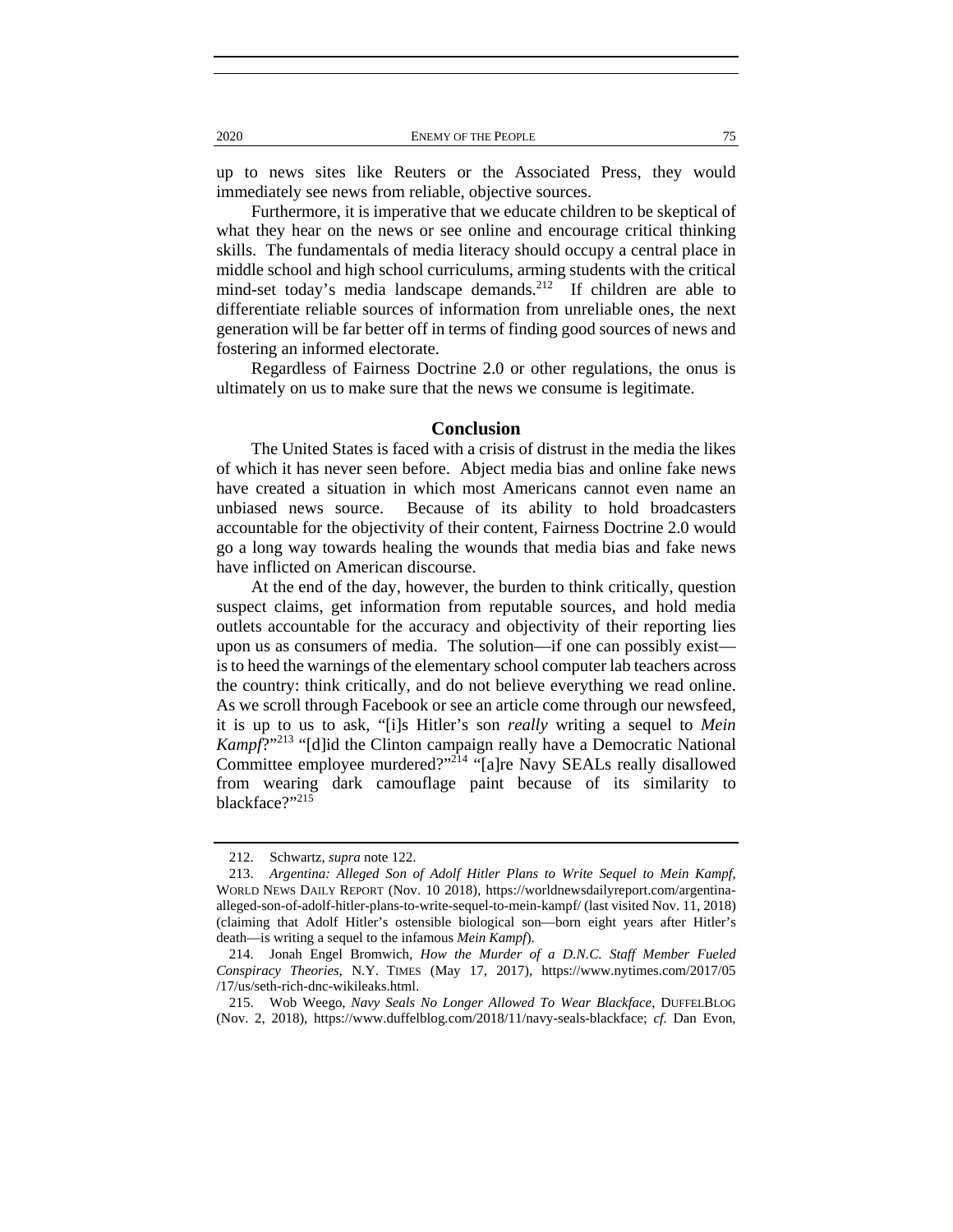up to news sites like Reuters or the Associated Press, they would immediately see news from reliable, objective sources.

Furthermore, it is imperative that we educate children to be skeptical of what they hear on the news or see online and encourage critical thinking skills. The fundamentals of media literacy should occupy a central place in middle school and high school curriculums, arming students with the critical mind-set today's media landscape demands.[212] If children are able to differentiate reliable sources of information from unreliable ones, the next generation will be far better off in terms of finding good sources of news and fostering an informed electorate.

Regardless of Fairness Doctrine 2.0 or other regulations, the onus is ultimately on us to make sure that the news we consume is legitimate.

## Conclusion

The United States is faced with a crisis of distrust in the media the likes of which it has never seen before. Abject media bias and online fake news have created a situation in which most Americans cannot even name an unbiased news source. Because of its ability to hold broadcasters accountable for the objectivity of their content, Fairness Doctrine 2.0 would go a long way towards healing the wounds that media bias and fake news have inflicted on American discourse.

At the end of the day, however, the burden to think critically, question suspect claims, get information from reputable sources, and hold media outlets accountable for the accuracy and objectivity of their reporting lies upon us as consumers of media. The solution—if one can possibly exist—is to heed the warnings of the elementary school computer lab teachers across the country: think critically, and do not believe everything we read online. As we scroll through Facebook or see an article come through our newsfeed, it is up to us to ask, "[i]s Hitler's son *really* writing a sequel to *Mein Kampf*?"[213] "[d]id the Clinton campaign really have a Democratic National Committee employee murdered?"[214] "[a]re Navy SEALs really disallowed from wearing dark camouflage paint because of its similarity to blackface?"[215]

---

212. Schwartz, *supra* note 122.

213. *Argentina: Alleged Son of Adolf Hitler Plans to Write Sequel to Mein Kampf*, WORLD NEWS DAILY REPORT (Nov. 10 2018), https://worldnewsdailyreport.com/argentina-alleged-son-of-adolf-hitler-plans-to-write-sequel-to-mein-kampf/ (last visited Nov. 11, 2018) (claiming that Adolf Hitler's ostensible biological son—born eight years after Hitler's death—is writing a sequel to the infamous *Mein Kampf*).

214. Jonah Engel Bromwich, *How the Murder of a D.N.C. Staff Member Fueled Conspiracy Theories*, N.Y. TIMES (May 17, 2017), https://www.nytimes.com/2017/05/17/us/seth-rich-dnc-wikileaks.html.

215. Wob Weego, *Navy Seals No Longer Allowed To Wear Blackface*, DUFFELBLOG (Nov. 2, 2018), https://www.duffelblog.com/2018/11/navy-seals-blackface; *cf.* Dan Evon,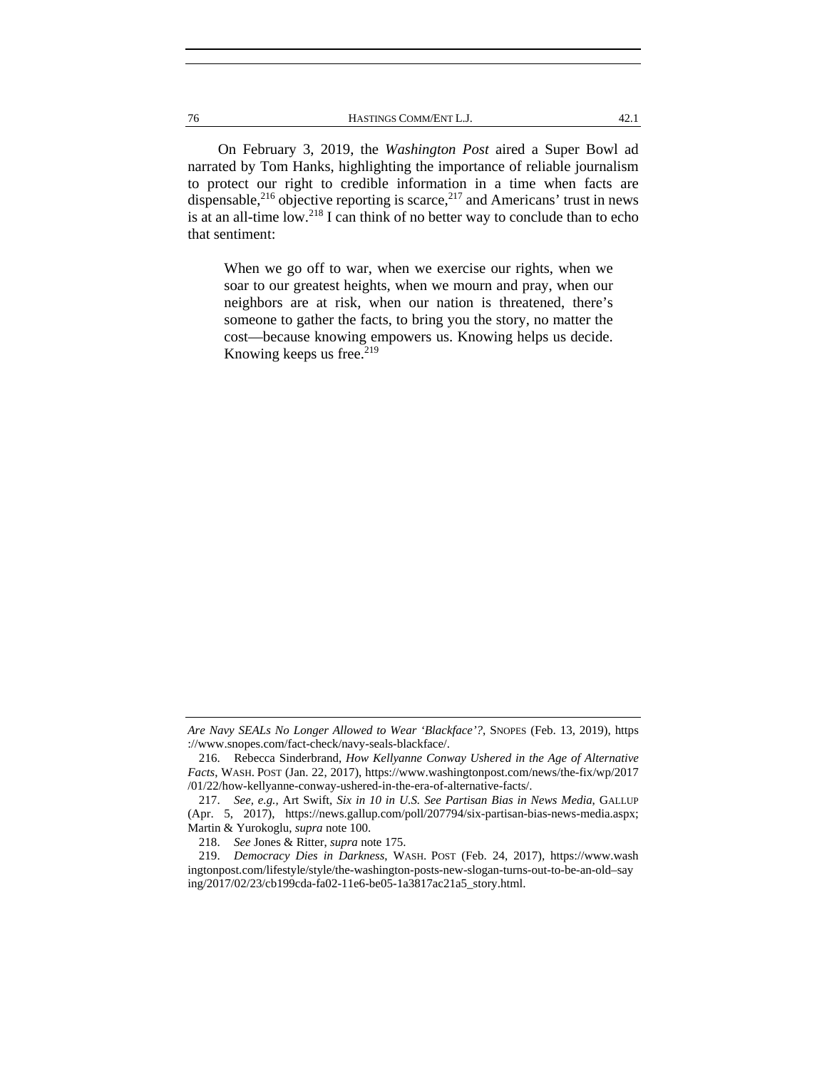On February 3, 2019, the *Washington Post* aired a Super Bowl ad narrated by Tom Hanks, highlighting the importance of reliable journalism to protect our right to credible information in a time when facts are dispensable,[216] objective reporting is scarce,[217] and Americans' trust in news is at an all-time low.[218] I can think of no better way to conclude than to echo that sentiment:

> When we go off to war, when we exercise our rights, when we soar to our greatest heights, when we mourn and pray, when our neighbors are at risk, when our nation is threatened, there's someone to gather the facts, to bring you the story, no matter the cost—because knowing empowers us. Knowing helps us decide. Knowing keeps us free.[219]

---

*Are Navy SEALs No Longer Allowed to Wear 'Blackface'?*, SNOPES (Feb. 13, 2019), https://www.snopes.com/fact-check/navy-seals-blackface/.

216. Rebecca Sinderbrand, *How Kellyanne Conway Ushered in the Age of Alternative Facts*, WASH. POST (Jan. 22, 2017), https://www.washingtonpost.com/news/the-fix/wp/2017/01/22/how-kellyanne-conway-ushered-in-the-era-of-alternative-facts/.

217. *See, e.g.*, Art Swift, *Six in 10 in U.S. See Partisan Bias in News Media*, GALLUP (Apr. 5, 2017), https://news.gallup.com/poll/207794/six-partisan-bias-news-media.aspx; Martin & Yurokoglu, *supra* note 100.

218. *See* Jones & Ritter, *supra* note 175.

219. *Democracy Dies in Darkness*, WASH. POST (Feb. 24, 2017), https://www.washingtonpost.com/lifestyle/style/the-washington-posts-new-slogan-turns-out-to-be-an-old–saying/2017/02/23/cb199cda-fa02-11e6-be05-1a3817ac21a5_story.html.